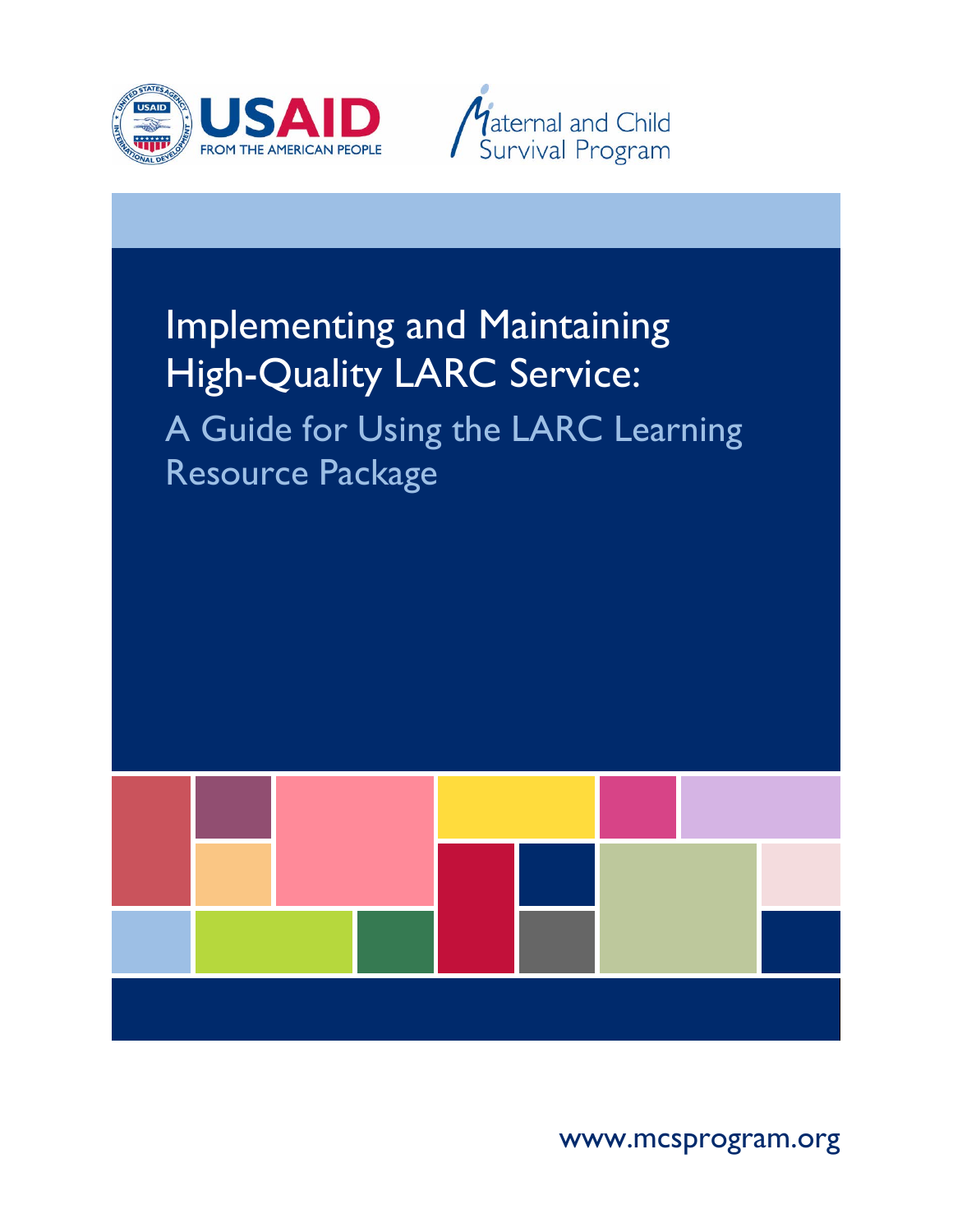USAID
FROM THE AMERICAN PEOPLE

Maternal and Child Survival Program

# Implementing and Maintaining High-Quality LARC Service:

## A Guide for Using the LARC Learning Resource Package

www.mcsprogram.org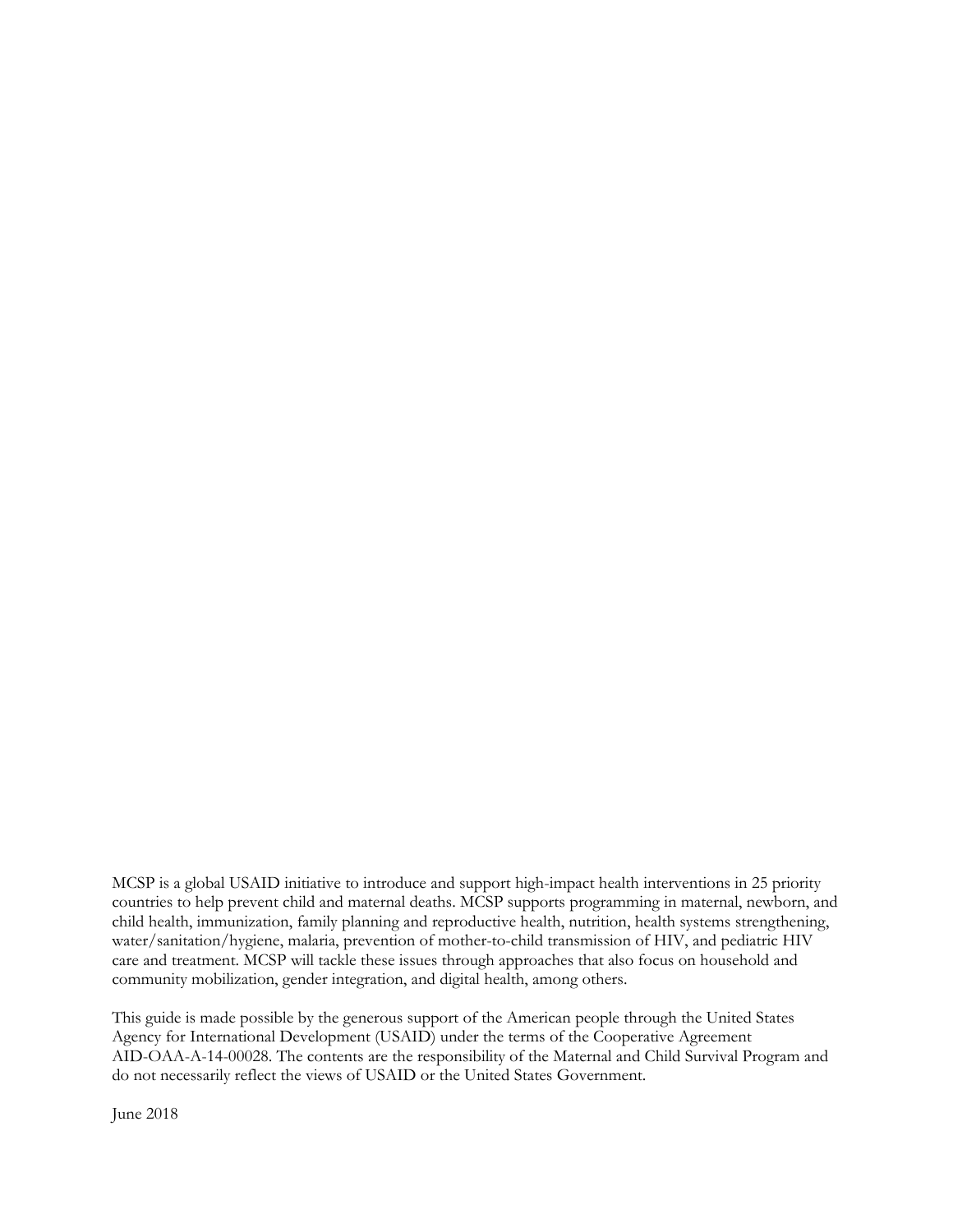MCSP is a global USAID initiative to introduce and support high-impact health interventions in 25 priority countries to help prevent child and maternal deaths. MCSP supports programming in maternal, newborn, and child health, immunization, family planning and reproductive health, nutrition, health systems strengthening, water/sanitation/hygiene, malaria, prevention of mother-to-child transmission of HIV, and pediatric HIV care and treatment. MCSP will tackle these issues through approaches that also focus on household and community mobilization, gender integration, and digital health, among others.

This guide is made possible by the generous support of the American people through the United States Agency for International Development (USAID) under the terms of the Cooperative Agreement AID-OAA-A-14-00028. The contents are the responsibility of the Maternal and Child Survival Program and do not necessarily reflect the views of USAID or the United States Government.

June 2018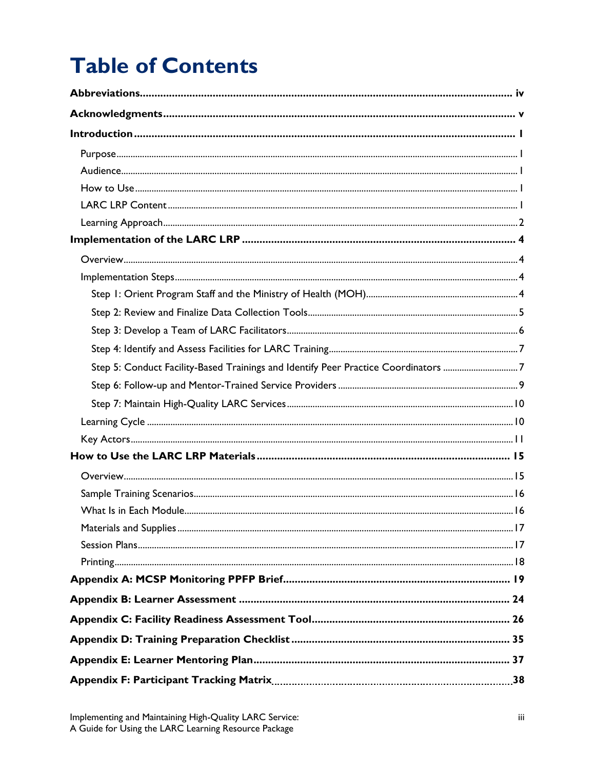# Table of Contents

**Abbreviations** ..... iv

**Acknowledgments** ..... v

**Introduction** ..... 1

- Purpose ..... 1
- Audience ..... 1
- How to Use ..... 1
- LARC LRP Content ..... 1
- Learning Approach ..... 2

**Implementation of the LARC LRP** ..... 4

- Overview ..... 4
- Implementation Steps ..... 4
  - Step 1: Orient Program Staff and the Ministry of Health (MOH) ..... 4
  - Step 2: Review and Finalize Data Collection Tools ..... 5
  - Step 3: Develop a Team of LARC Facilitators ..... 6
  - Step 4: Identify and Assess Facilities for LARC Training ..... 7
  - Step 5: Conduct Facility-Based Trainings and Identify Peer Practice Coordinators ..... 7
  - Step 6: Follow-up and Mentor-Trained Service Providers ..... 9
  - Step 7: Maintain High-Quality LARC Services ..... 10
- Learning Cycle ..... 10
- Key Actors ..... 11

**How to Use the LARC LRP Materials** ..... 15

- Overview ..... 15
- Sample Training Scenarios ..... 16
- What Is in Each Module ..... 16
- Materials and Supplies ..... 17
- Session Plans ..... 17
- Printing ..... 18

**Appendix A: MCSP Monitoring PPFP Brief** ..... 19

**Appendix B: Learner Assessment** ..... 24

**Appendix C: Facility Readiness Assessment Tool** ..... 26

**Appendix D: Training Preparation Checklist** ..... 35

**Appendix E: Learner Mentoring Plan** ..... 37

**Appendix F: Participant Tracking Matrix** ..... 38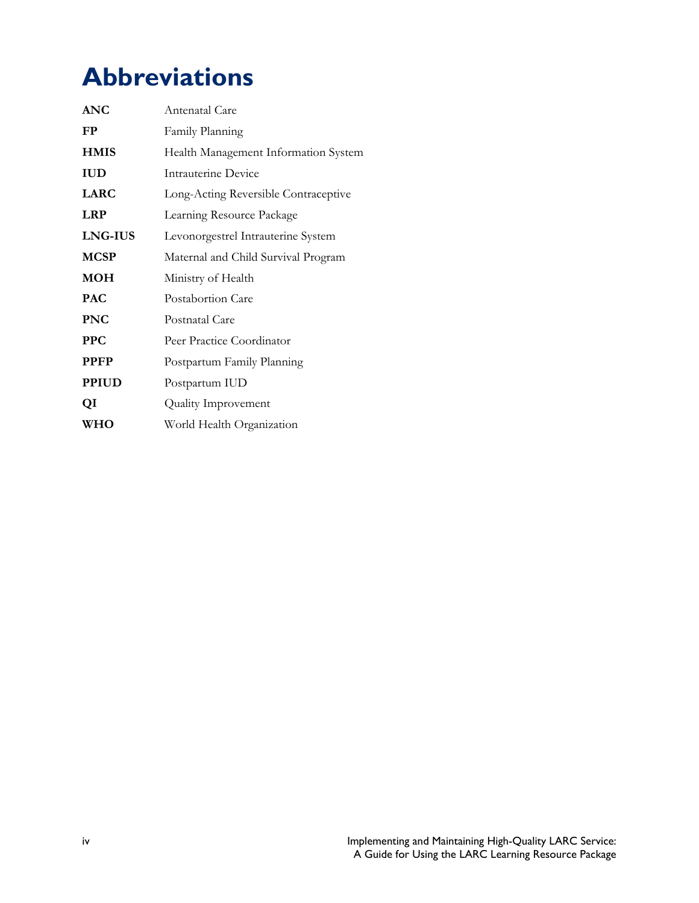# Abbreviations

| | |
|---|---|
| **ANC** | Antenatal Care |
| **FP** | Family Planning |
| **HMIS** | Health Management Information System |
| **IUD** | Intrauterine Device |
| **LARC** | Long-Acting Reversible Contraceptive |
| **LRP** | Learning Resource Package |
| **LNG-IUS** | Levonorgestrel Intrauterine System |
| **MCSP** | Maternal and Child Survival Program |
| **MOH** | Ministry of Health |
| **PAC** | Postabortion Care |
| **PNC** | Postnatal Care |
| **PPC** | Peer Practice Coordinator |
| **PPFP** | Postpartum Family Planning |
| **PPIUD** | Postpartum IUD |
| **QI** | Quality Improvement |
| **WHO** | World Health Organization |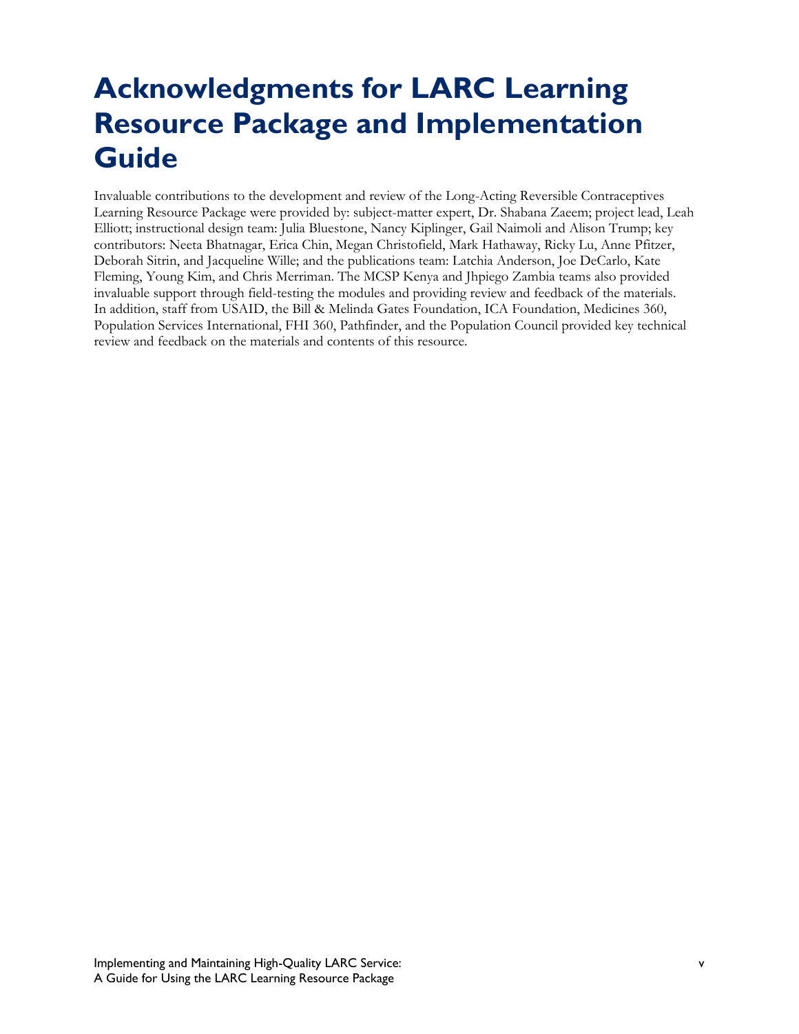# Acknowledgments for LARC Learning Resource Package and Implementation Guide

Invaluable contributions to the development and review of the Long-Acting Reversible Contraceptives Learning Resource Package were provided by: subject-matter expert, Dr. Shabana Zaeem; project lead, Leah Elliott; instructional design team: Julia Bluestone, Nancy Kiplinger, Gail Naimoli and Alison Trump; key contributors: Neeta Bhatnagar, Erica Chin, Megan Christofield, Mark Hathaway, Ricky Lu, Anne Pfitzer, Deborah Sitrin, and Jacqueline Wille; and the publications team: Latchia Anderson, Joe DeCarlo, Kate Fleming, Young Kim, and Chris Merriman. The MCSP Kenya and Jhpiego Zambia teams also provided invaluable support through field-testing the modules and providing review and feedback of the materials. In addition, staff from USAID, the Bill & Melinda Gates Foundation, ICA Foundation, Medicines 360, Population Services International, FHI 360, Pathfinder, and the Population Council provided key technical review and feedback on the materials and contents of this resource.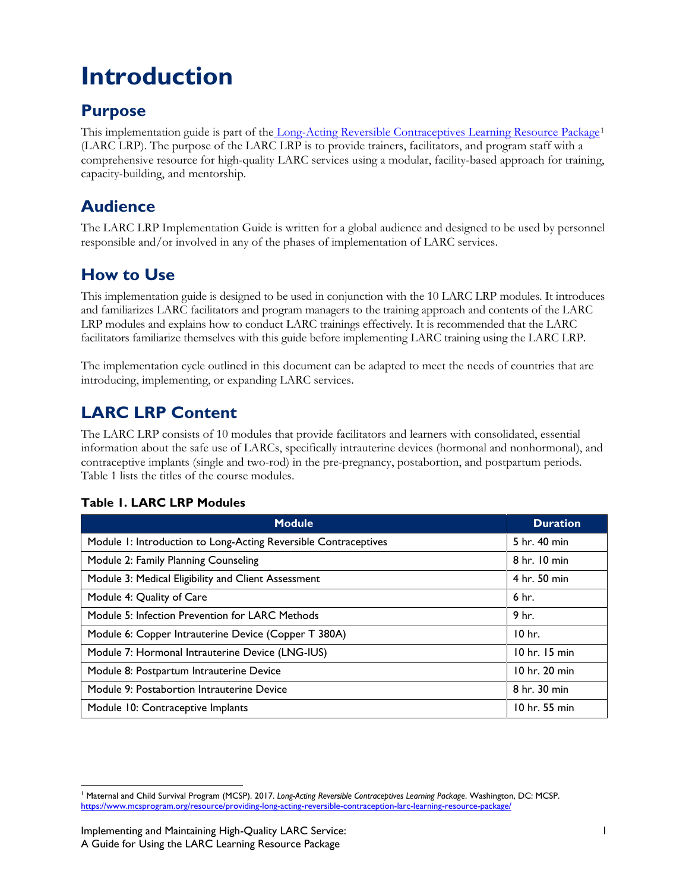# Introduction

## Purpose

This implementation guide is part of the Long-Acting Reversible Contraceptives Learning Resource Package[1] (LARC LRP). The purpose of the LARC LRP is to provide trainers, facilitators, and program staff with a comprehensive resource for high-quality LARC services using a modular, facility-based approach for training, capacity-building, and mentorship.

## Audience

The LARC LRP Implementation Guide is written for a global audience and designed to be used by personnel responsible and/or involved in any of the phases of implementation of LARC services.

## How to Use

This implementation guide is designed to be used in conjunction with the 10 LARC LRP modules. It introduces and familiarizes LARC facilitators and program managers to the training approach and contents of the LARC LRP modules and explains how to conduct LARC trainings effectively. It is recommended that the LARC facilitators familiarize themselves with this guide before implementing LARC training using the LARC LRP.

The implementation cycle outlined in this document can be adapted to meet the needs of countries that are introducing, implementing, or expanding LARC services.

## LARC LRP Content

The LARC LRP consists of 10 modules that provide facilitators and learners with consolidated, essential information about the safe use of LARCs, specifically intrauterine devices (hormonal and nonhormonal), and contraceptive implants (single and two-rod) in the pre-pregnancy, postabortion, and postpartum periods. Table 1 lists the titles of the course modules.

**Table 1. LARC LRP Modules**

| Module | Duration |
|---|---|
| Module 1: Introduction to Long-Acting Reversible Contraceptives | 5 hr. 40 min |
| Module 2: Family Planning Counseling | 8 hr. 10 min |
| Module 3: Medical Eligibility and Client Assessment | 4 hr. 50 min |
| Module 4: Quality of Care | 6 hr. |
| Module 5: Infection Prevention for LARC Methods | 9 hr. |
| Module 6: Copper Intrauterine Device (Copper T 380A) | 10 hr. |
| Module 7: Hormonal Intrauterine Device (LNG-IUS) | 10 hr. 15 min |
| Module 8: Postpartum Intrauterine Device | 10 hr. 20 min |
| Module 9: Postabortion Intrauterine Device | 8 hr. 30 min |
| Module 10: Contraceptive Implants | 10 hr. 55 min |

[1] Maternal and Child Survival Program (MCSP). 2017. *Long-Acting Reversible Contraceptives Learning Package*. Washington, DC: MCSP. https://www.mcsprogram.org/resource/providing-long-acting-reversible-contraception-larc-learning-resource-package/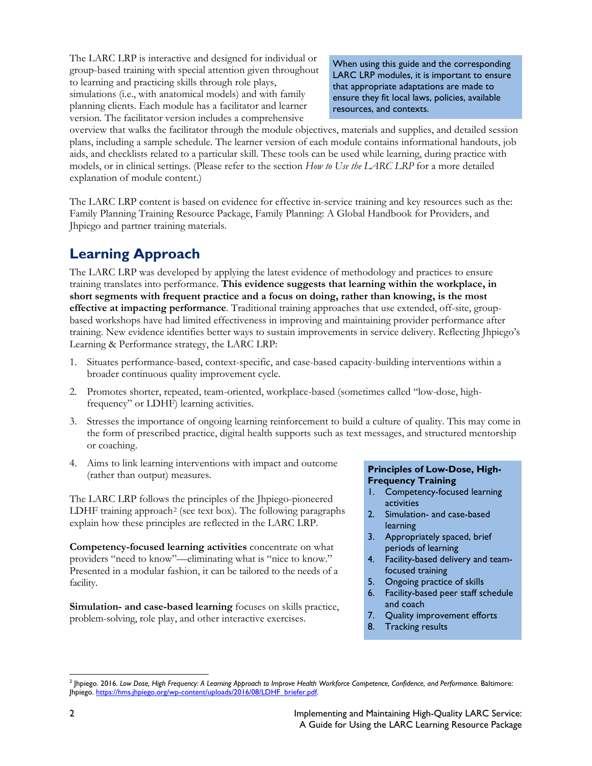The LARC LRP is interactive and designed for individual or group-based training with special attention given throughout to learning and practicing skills through role plays, simulations (i.e., with anatomical models) and with family planning clients. Each module has a facilitator and learner version. The facilitator version includes a comprehensive overview that walks the facilitator through the module objectives, materials and supplies, and detailed session plans, including a sample schedule. The learner version of each module contains informational handouts, job aids, and checklists related to a particular skill. These tools can be used while learning, during practice with models, or in clinical settings. (Please refer to the section *How to Use the LARC LRP* for a more detailed explanation of module content.)

> When using this guide and the corresponding LARC LRP modules, it is important to ensure that appropriate adaptations are made to ensure they fit local laws, policies, available resources, and contexts.

The LARC LRP content is based on evidence for effective in-service training and key resources such as the: Family Planning Training Resource Package, Family Planning: A Global Handbook for Providers, and Jhpiego and partner training materials.

## Learning Approach

The LARC LRP was developed by applying the latest evidence of methodology and practices to ensure training translates into performance. **This evidence suggests that learning within the workplace, in short segments with frequent practice and a focus on doing, rather than knowing, is the most effective at impacting performance**. Traditional training approaches that use extended, off-site, group-based workshops have had limited effectiveness in improving and maintaining provider performance after training. New evidence identifies better ways to sustain improvements in service delivery. Reflecting Jhpiego's Learning & Performance strategy, the LARC LRP:

1. Situates performance-based, context-specific, and case-based capacity-building interventions within a broader continuous quality improvement cycle.
2. Promotes shorter, repeated, team-oriented, workplace-based (sometimes called "low-dose, high-frequency" or LDHF) learning activities.
3. Stresses the importance of ongoing learning reinforcement to build a culture of quality. This may come in the form of prescribed practice, digital health supports such as text messages, and structured mentorship or coaching.
4. Aims to link learning interventions with impact and outcome (rather than output) measures.

The LARC LRP follows the principles of the Jhpiego-pioneered LDHF training approach[2] (see text box). The following paragraphs explain how these principles are reflected in the LARC LRP.

> **Principles of Low-Dose, High-Frequency Training**
> 1. Competency-focused learning activities
> 2. Simulation- and case-based learning
> 3. Appropriately spaced, brief periods of learning
> 4. Facility-based delivery and team-focused training
> 5. Ongoing practice of skills
> 6. Facility-based peer staff schedule and coach
> 7. Quality improvement efforts
> 8. Tracking results

**Competency-focused learning activities** concentrate on what providers "need to know"—eliminating what is "nice to know." Presented in a modular fashion, it can be tailored to the needs of a facility.

**Simulation- and case-based learning** focuses on skills practice, problem-solving, role play, and other interactive exercises.

[2] Jhpiego. 2016. *Low Dose, High Frequency: A Learning Approach to Improve Health Workforce Competence, Confidence, and Performance*. Baltimore: Jhpiego. https://hms.jhpiego.org/wp-content/uploads/2016/08/LDHF_briefer.pdf.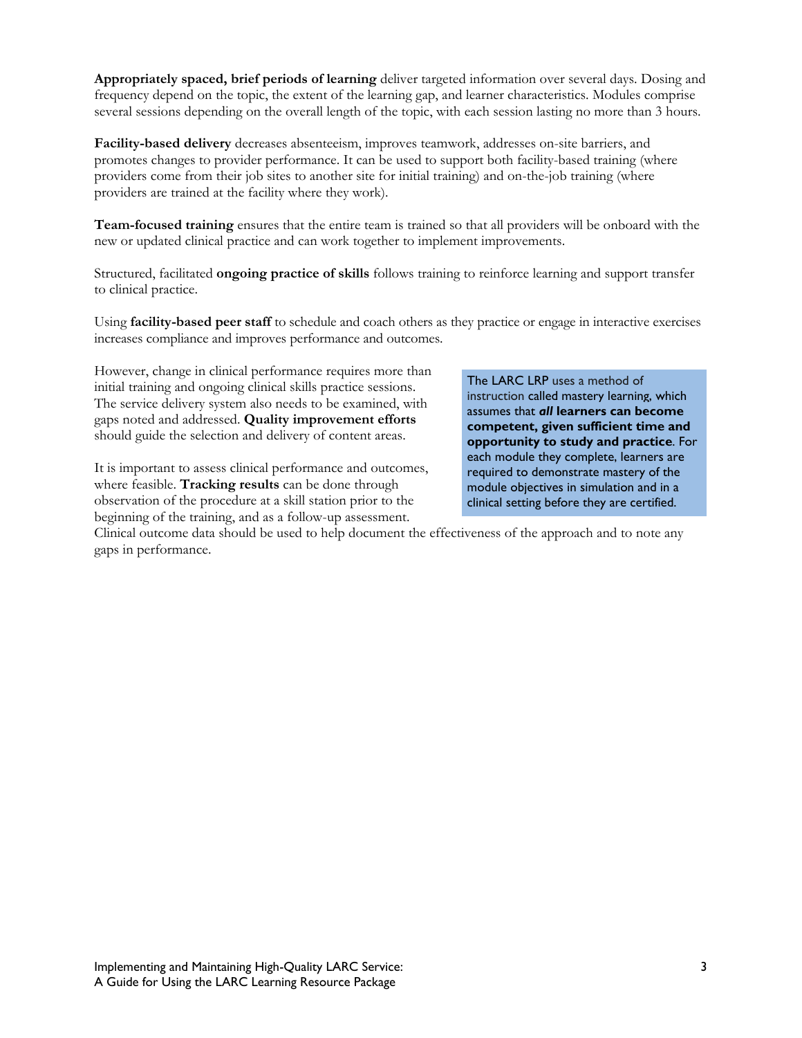**Appropriately spaced, brief periods of learning** deliver targeted information over several days. Dosing and frequency depend on the topic, the extent of the learning gap, and learner characteristics. Modules comprise several sessions depending on the overall length of the topic, with each session lasting no more than 3 hours.

**Facility-based delivery** decreases absenteeism, improves teamwork, addresses on-site barriers, and promotes changes to provider performance. It can be used to support both facility-based training (where providers come from their job sites to another site for initial training) and on-the-job training (where providers are trained at the facility where they work).

**Team-focused training** ensures that the entire team is trained so that all providers will be onboard with the new or updated clinical practice and can work together to implement improvements.

Structured, facilitated **ongoing practice of skills** follows training to reinforce learning and support transfer to clinical practice.

Using **facility-based peer staff** to schedule and coach others as they practice or engage in interactive exercises increases compliance and improves performance and outcomes.

However, change in clinical performance requires more than initial training and ongoing clinical skills practice sessions. The service delivery system also needs to be examined, with gaps noted and addressed. **Quality improvement efforts** should guide the selection and delivery of content areas.

It is important to assess clinical performance and outcomes, where feasible. **Tracking results** can be done through observation of the procedure at a skill station prior to the beginning of the training, and as a follow-up assessment. Clinical outcome data should be used to help document the effectiveness of the approach and to note any gaps in performance.

> The LARC LRP uses a method of instruction called mastery learning, which assumes that ***all* learners can become competent, given sufficient time and opportunity to study and practice**. For each module they complete, learners are required to demonstrate mastery of the module objectives in simulation and in a clinical setting before they are certified.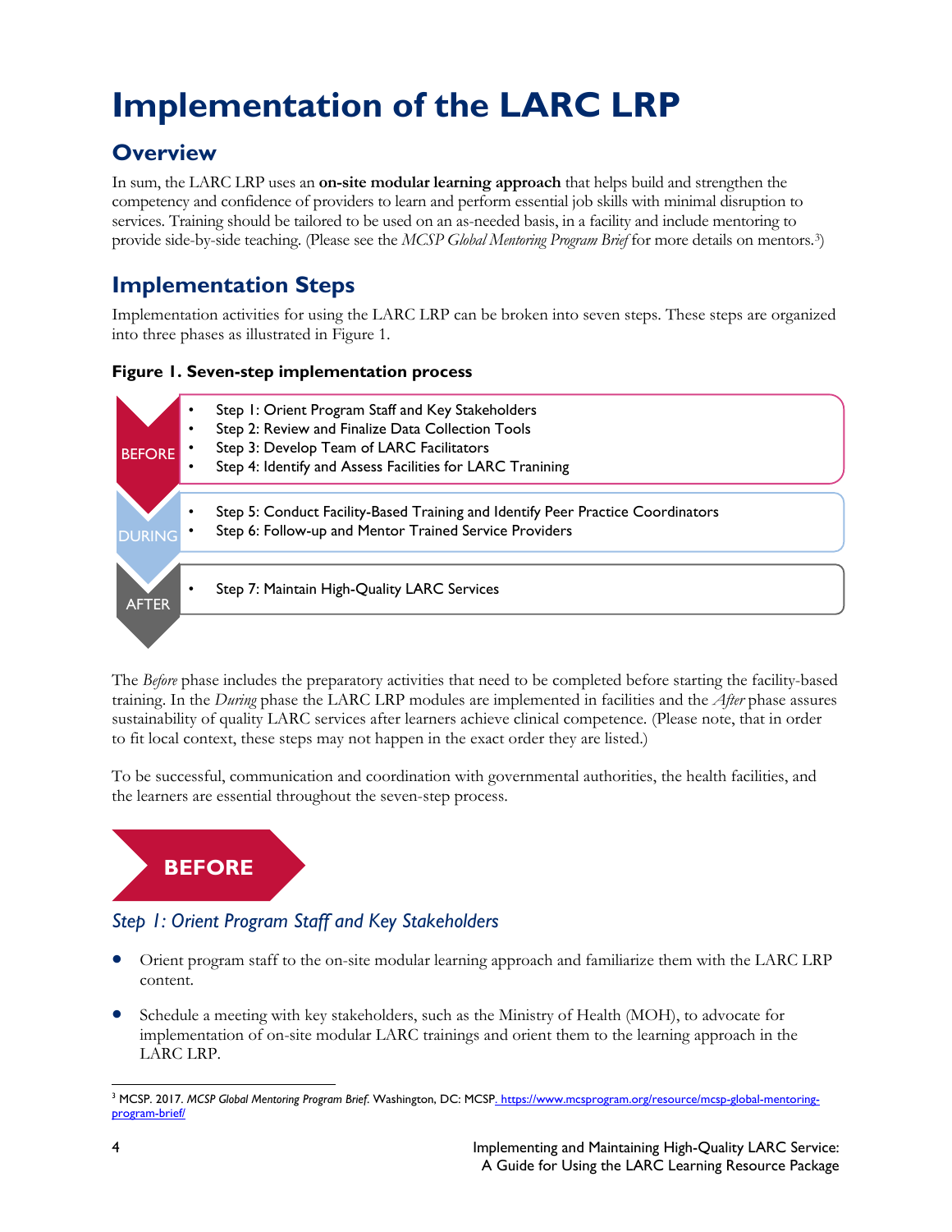# Implementation of the LARC LRP

## Overview

In sum, the LARC LRP uses an **on-site modular learning approach** that helps build and strengthen the competency and confidence of providers to learn and perform essential job skills with minimal disruption to services. Training should be tailored to be used on an as-needed basis, in a facility and include mentoring to provide side-by-side teaching. (Please see the *MCSP Global Mentoring Program Brief* for more details on mentors.[3])

## Implementation Steps

Implementation activities for using the LARC LRP can be broken into seven steps. These steps are organized into three phases as illustrated in Figure 1.

**Figure 1. Seven-step implementation process**

**BEFORE**

- Step 1: Orient Program Staff and Key Stakeholders
- Step 2: Review and Finalize Data Collection Tools
- Step 3: Develop Team of LARC Facilitators
- Step 4: Identify and Assess Facilities for LARC Tranining

**DURING**

- Step 5: Conduct Facility-Based Training and Identify Peer Practice Coordinators
- Step 6: Follow-up and Mentor Trained Service Providers

**AFTER**

- Step 7: Maintain High-Quality LARC Services

The *Before* phase includes the preparatory activities that need to be completed before starting the facility-based training. In the *During* phase the LARC LRP modules are implemented in facilities and the *After* phase assures sustainability of quality LARC services after learners achieve clinical competence. (Please note, that in order to fit local context, these steps may not happen in the exact order they are listed.)

To be successful, communication and coordination with governmental authorities, the health facilities, and the learners are essential throughout the seven-step process.

## BEFORE

### *Step 1: Orient Program Staff and Key Stakeholders*

- Orient program staff to the on-site modular learning approach and familiarize them with the LARC LRP content.
- Schedule a meeting with key stakeholders, such as the Ministry of Health (MOH), to advocate for implementation of on-site modular LARC trainings and orient them to the learning approach in the LARC LRP.

[3] MCSP. 2017. *MCSP Global Mentoring Program Brief*. Washington, DC: MCSP. https://www.mcsprogram.org/resource/mcsp-global-mentoring-program-brief/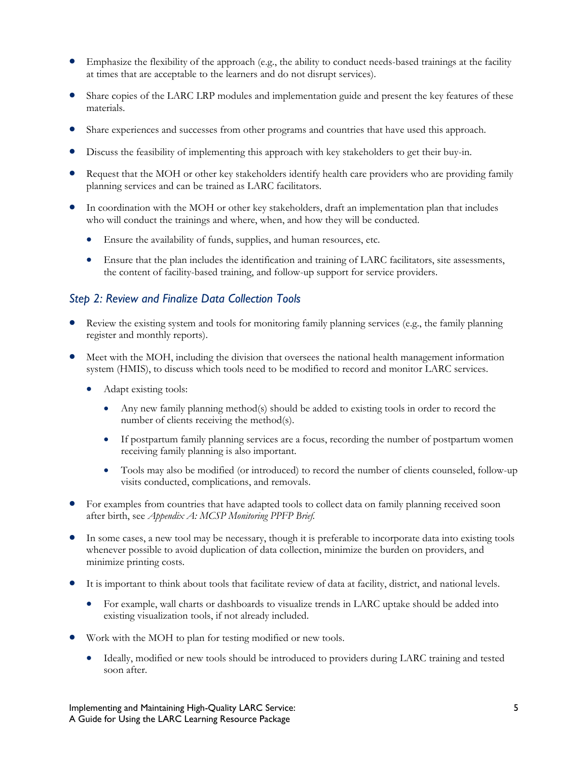- Emphasize the flexibility of the approach (e.g., the ability to conduct needs-based trainings at the facility at times that are acceptable to the learners and do not disrupt services).
- Share copies of the LARC LRP modules and implementation guide and present the key features of these materials.
- Share experiences and successes from other programs and countries that have used this approach.
- Discuss the feasibility of implementing this approach with key stakeholders to get their buy-in.
- Request that the MOH or other key stakeholders identify health care providers who are providing family planning services and can be trained as LARC facilitators.
- In coordination with the MOH or other key stakeholders, draft an implementation plan that includes who will conduct the trainings and where, when, and how they will be conducted.
  - Ensure the availability of funds, supplies, and human resources, etc.
  - Ensure that the plan includes the identification and training of LARC facilitators, site assessments, the content of facility-based training, and follow-up support for service providers.

### *Step 2: Review and Finalize Data Collection Tools*

- Review the existing system and tools for monitoring family planning services (e.g., the family planning register and monthly reports).
- Meet with the MOH, including the division that oversees the national health management information system (HMIS), to discuss which tools need to be modified to record and monitor LARC services.
  - Adapt existing tools:
    - Any new family planning method(s) should be added to existing tools in order to record the number of clients receiving the method(s).
    - If postpartum family planning services are a focus, recording the number of postpartum women receiving family planning is also important.
    - Tools may also be modified (or introduced) to record the number of clients counseled, follow-up visits conducted, complications, and removals.
- For examples from countries that have adapted tools to collect data on family planning received soon after birth, see *Appendix A: MCSP Monitoring PPFP Brief.*
- In some cases, a new tool may be necessary, though it is preferable to incorporate data into existing tools whenever possible to avoid duplication of data collection, minimize the burden on providers, and minimize printing costs.
- It is important to think about tools that facilitate review of data at facility, district, and national levels.
  - For example, wall charts or dashboards to visualize trends in LARC uptake should be added into existing visualization tools, if not already included.
- Work with the MOH to plan for testing modified or new tools.
  - Ideally, modified or new tools should be introduced to providers during LARC training and tested soon after.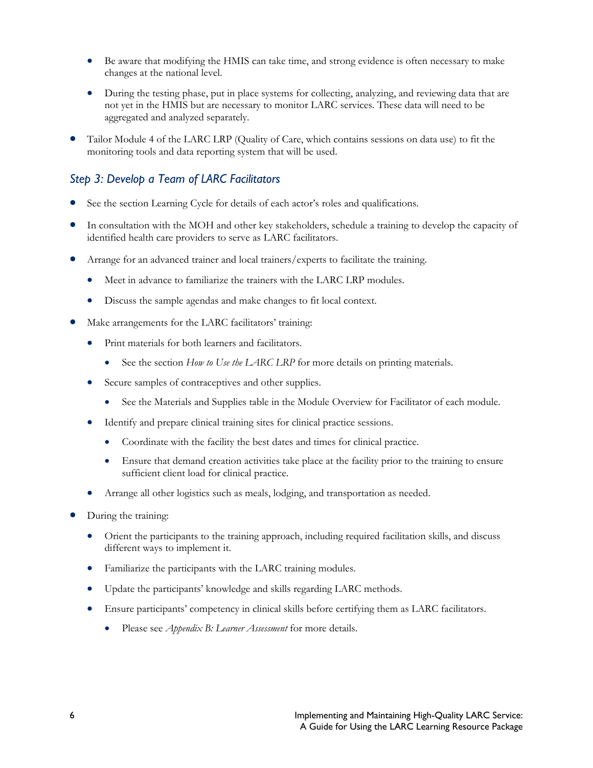- Be aware that modifying the HMIS can take time, and strong evidence is often necessary to make changes at the national level.
    - During the testing phase, put in place systems for collecting, analyzing, and reviewing data that are not yet in the HMIS but are necessary to monitor LARC services. These data will need to be aggregated and analyzed separately.
- Tailor Module 4 of the LARC LRP (Quality of Care, which contains sessions on data use) to fit the monitoring tools and data reporting system that will be used.

### *Step 3: Develop a Team of LARC Facilitators*

- See the section Learning Cycle for details of each actor's roles and qualifications.
- In consultation with the MOH and other key stakeholders, schedule a training to develop the capacity of identified health care providers to serve as LARC facilitators.
- Arrange for an advanced trainer and local trainers/experts to facilitate the training.
    - Meet in advance to familiarize the trainers with the LARC LRP modules.
    - Discuss the sample agendas and make changes to fit local context.
- Make arrangements for the LARC facilitators' training:
    - Print materials for both learners and facilitators.
        - See the section *How to Use the LARC LRP* for more details on printing materials.
    - Secure samples of contraceptives and other supplies.
        - See the Materials and Supplies table in the Module Overview for Facilitator of each module.
    - Identify and prepare clinical training sites for clinical practice sessions.
        - Coordinate with the facility the best dates and times for clinical practice.
        - Ensure that demand creation activities take place at the facility prior to the training to ensure sufficient client load for clinical practice.
    - Arrange all other logistics such as meals, lodging, and transportation as needed.
- During the training:
    - Orient the participants to the training approach, including required facilitation skills, and discuss different ways to implement it.
    - Familiarize the participants with the LARC training modules.
    - Update the participants' knowledge and skills regarding LARC methods.
    - Ensure participants' competency in clinical skills before certifying them as LARC facilitators.
        - Please see *Appendix B: Learner Assessment* for more details.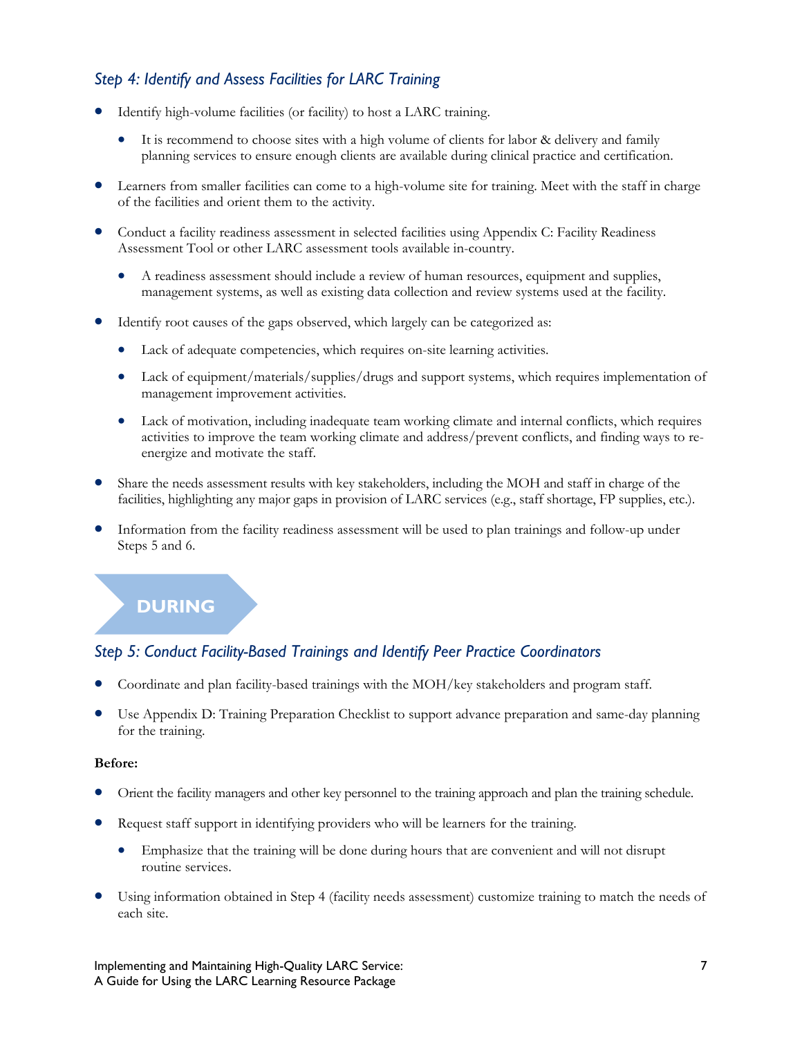### *Step 4: Identify and Assess Facilities for LARC Training*

- Identify high-volume facilities (or facility) to host a LARC training.
  - It is recommend to choose sites with a high volume of clients for labor & delivery and family planning services to ensure enough clients are available during clinical practice and certification.
- Learners from smaller facilities can come to a high-volume site for training. Meet with the staff in charge of the facilities and orient them to the activity.
- Conduct a facility readiness assessment in selected facilities using Appendix C: Facility Readiness Assessment Tool or other LARC assessment tools available in-country.
  - A readiness assessment should include a review of human resources, equipment and supplies, management systems, as well as existing data collection and review systems used at the facility.
- Identify root causes of the gaps observed, which largely can be categorized as:
  - Lack of adequate competencies, which requires on-site learning activities.
  - Lack of equipment/materials/supplies/drugs and support systems, which requires implementation of management improvement activities.
  - Lack of motivation, including inadequate team working climate and internal conflicts, which requires activities to improve the team working climate and address/prevent conflicts, and finding ways to re-energize and motivate the staff.
- Share the needs assessment results with key stakeholders, including the MOH and staff in charge of the facilities, highlighting any major gaps in provision of LARC services (e.g., staff shortage, FP supplies, etc.).
- Information from the facility readiness assessment will be used to plan trainings and follow-up under Steps 5 and 6.

## DURING

### *Step 5: Conduct Facility-Based Trainings and Identify Peer Practice Coordinators*

- Coordinate and plan facility-based trainings with the MOH/key stakeholders and program staff.
- Use Appendix D: Training Preparation Checklist to support advance preparation and same-day planning for the training.

**Before:**

- Orient the facility managers and other key personnel to the training approach and plan the training schedule.
- Request staff support in identifying providers who will be learners for the training.
  - Emphasize that the training will be done during hours that are convenient and will not disrupt routine services.
- Using information obtained in Step 4 (facility needs assessment) customize training to match the needs of each site.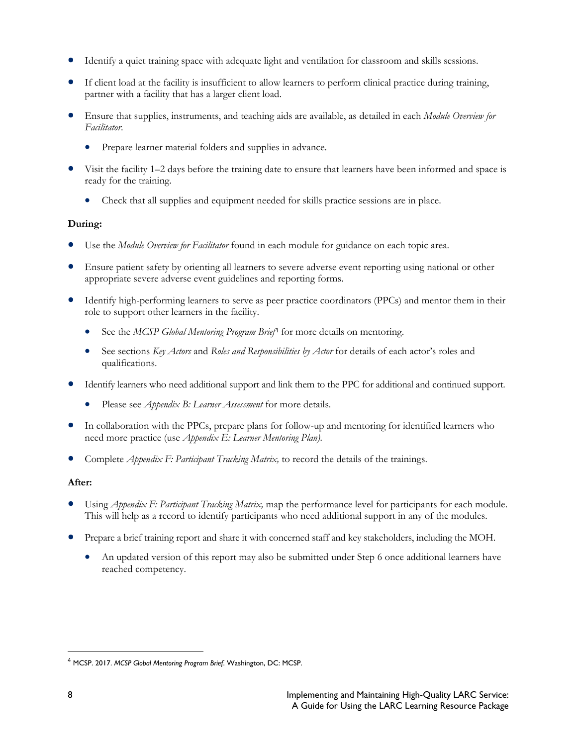- Identify a quiet training space with adequate light and ventilation for classroom and skills sessions.
- If client load at the facility is insufficient to allow learners to perform clinical practice during training, partner with a facility that has a larger client load.
- Ensure that supplies, instruments, and teaching aids are available, as detailed in each *Module Overview for Facilitator*.
  - Prepare learner material folders and supplies in advance.
- Visit the facility 1–2 days before the training date to ensure that learners have been informed and space is ready for the training.
  - Check that all supplies and equipment needed for skills practice sessions are in place.

**During:**

- Use the *Module Overview for Facilitator* found in each module for guidance on each topic area.
- Ensure patient safety by orienting all learners to severe adverse event reporting using national or other appropriate severe adverse event guidelines and reporting forms.
- Identify high-performing learners to serve as peer practice coordinators (PPCs) and mentor them in their role to support other learners in the facility.
  - See the *MCSP Global Mentoring Program Brief*[4] for more details on mentoring.
  - See sections *Key Actors* and *Roles and Responsibilities by Actor* for details of each actor's roles and qualifications.
- Identify learners who need additional support and link them to the PPC for additional and continued support.
  - Please see *Appendix B: Learner Assessment* for more details.
- In collaboration with the PPCs, prepare plans for follow-up and mentoring for identified learners who need more practice (use *Appendix E: Learner Mentoring Plan)*.
- Complete *Appendix F: Participant Tracking Matrix,* to record the details of the trainings.

**After:**

- Using *Appendix F: Participant Tracking Matrix,* map the performance level for participants for each module. This will help as a record to identify participants who need additional support in any of the modules.
- Prepare a brief training report and share it with concerned staff and key stakeholders, including the MOH.
  - An updated version of this report may also be submitted under Step 6 once additional learners have reached competency.

[4] MCSP. 2017. *MCSP Global Mentoring Program Brief*. Washington, DC: MCSP.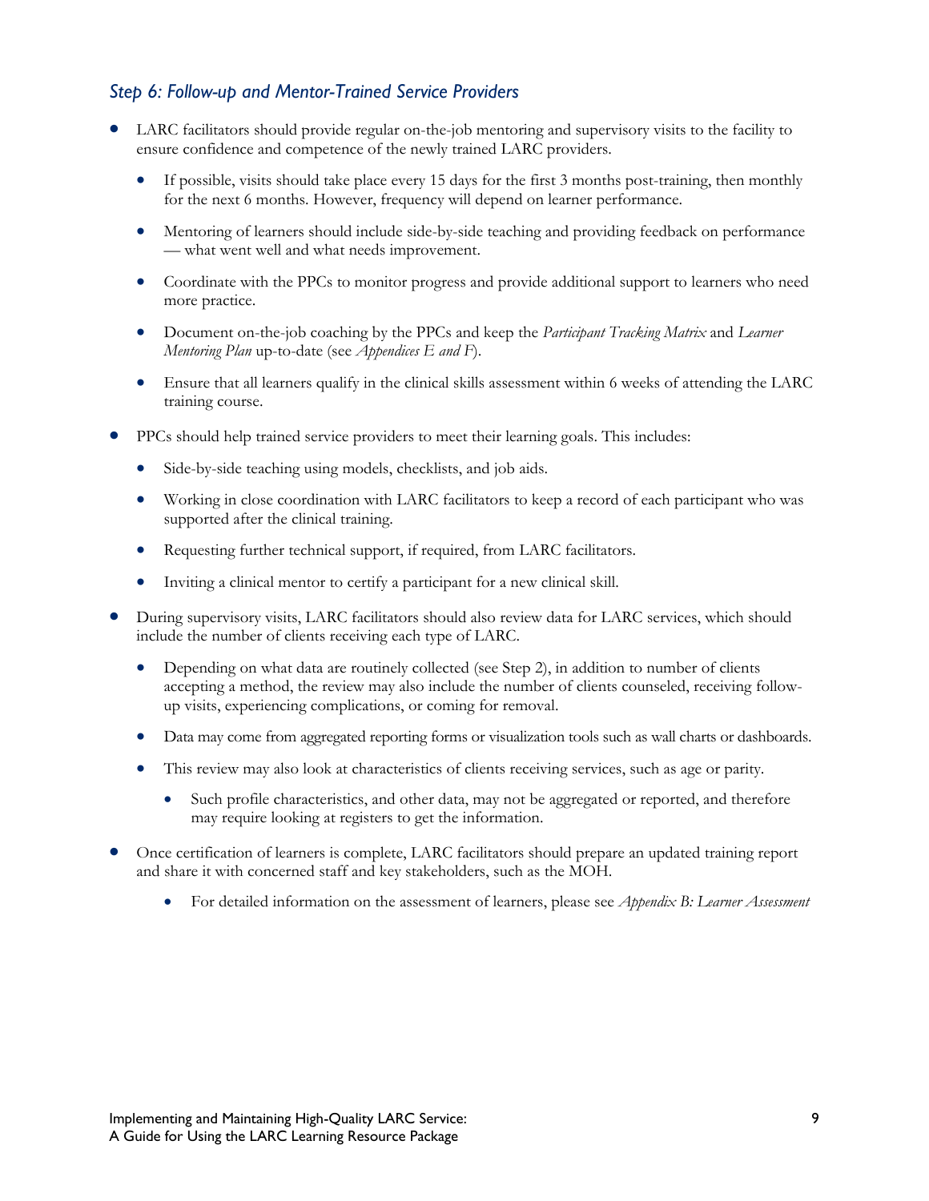### *Step 6: Follow-up and Mentor-Trained Service Providers*

- LARC facilitators should provide regular on-the-job mentoring and supervisory visits to the facility to ensure confidence and competence of the newly trained LARC providers.
    - If possible, visits should take place every 15 days for the first 3 months post-training, then monthly for the next 6 months. However, frequency will depend on learner performance.
    - Mentoring of learners should include side-by-side teaching and providing feedback on performance — what went well and what needs improvement.
    - Coordinate with the PPCs to monitor progress and provide additional support to learners who need more practice.
    - Document on-the-job coaching by the PPCs and keep the *Participant Tracking Matrix* and *Learner Mentoring Plan* up-to-date (see *Appendices E and F*).
    - Ensure that all learners qualify in the clinical skills assessment within 6 weeks of attending the LARC training course.
- PPCs should help trained service providers to meet their learning goals. This includes:
    - Side-by-side teaching using models, checklists, and job aids.
    - Working in close coordination with LARC facilitators to keep a record of each participant who was supported after the clinical training.
    - Requesting further technical support, if required, from LARC facilitators.
    - Inviting a clinical mentor to certify a participant for a new clinical skill.
- During supervisory visits, LARC facilitators should also review data for LARC services, which should include the number of clients receiving each type of LARC.
    - Depending on what data are routinely collected (see Step 2), in addition to number of clients accepting a method, the review may also include the number of clients counseled, receiving follow-up visits, experiencing complications, or coming for removal.
    - Data may come from aggregated reporting forms or visualization tools such as wall charts or dashboards.
    - This review may also look at characteristics of clients receiving services, such as age or parity.
        - Such profile characteristics, and other data, may not be aggregated or reported, and therefore may require looking at registers to get the information.
- Once certification of learners is complete, LARC facilitators should prepare an updated training report and share it with concerned staff and key stakeholders, such as the MOH.
    - For detailed information on the assessment of learners, please see *Appendix B: Learner Assessment*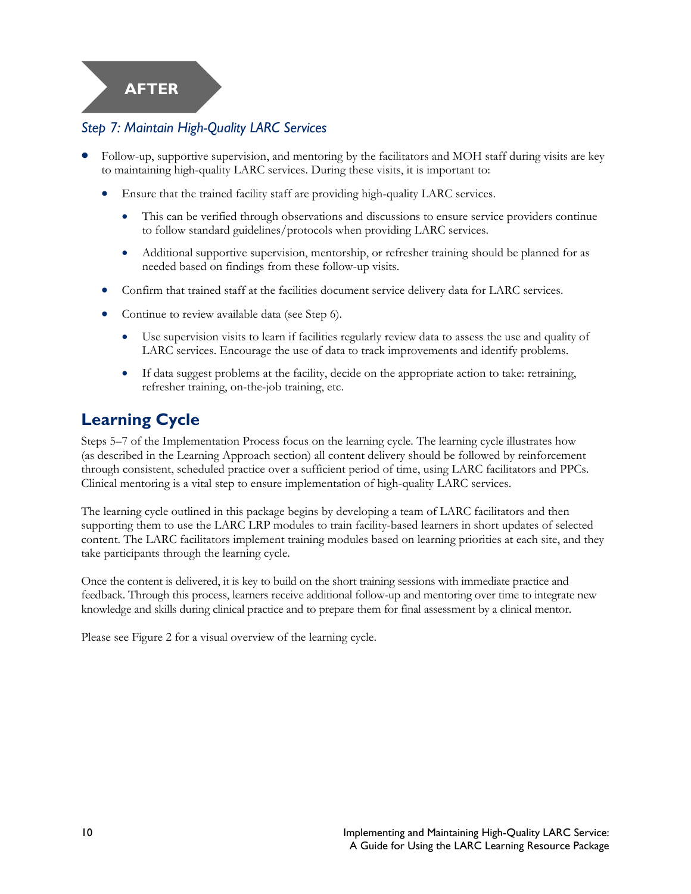**AFTER**

### *Step 7: Maintain High-Quality LARC Services*

- Follow-up, supportive supervision, and mentoring by the facilitators and MOH staff during visits are key to maintaining high-quality LARC services. During these visits, it is important to:
  - Ensure that the trained facility staff are providing high-quality LARC services.
    - This can be verified through observations and discussions to ensure service providers continue to follow standard guidelines/protocols when providing LARC services.
    - Additional supportive supervision, mentorship, or refresher training should be planned for as needed based on findings from these follow-up visits.
  - Confirm that trained staff at the facilities document service delivery data for LARC services.
  - Continue to review available data (see Step 6).
    - Use supervision visits to learn if facilities regularly review data to assess the use and quality of LARC services. Encourage the use of data to track improvements and identify problems.
    - If data suggest problems at the facility, decide on the appropriate action to take: retraining, refresher training, on-the-job training, etc.

## Learning Cycle

Steps 5–7 of the Implementation Process focus on the learning cycle. The learning cycle illustrates how (as described in the Learning Approach section) all content delivery should be followed by reinforcement through consistent, scheduled practice over a sufficient period of time, using LARC facilitators and PPCs. Clinical mentoring is a vital step to ensure implementation of high-quality LARC services.

The learning cycle outlined in this package begins by developing a team of LARC facilitators and then supporting them to use the LARC LRP modules to train facility-based learners in short updates of selected content. The LARC facilitators implement training modules based on learning priorities at each site, and they take participants through the learning cycle.

Once the content is delivered, it is key to build on the short training sessions with immediate practice and feedback. Through this process, learners receive additional follow-up and mentoring over time to integrate new knowledge and skills during clinical practice and to prepare them for final assessment by a clinical mentor.

Please see Figure 2 for a visual overview of the learning cycle.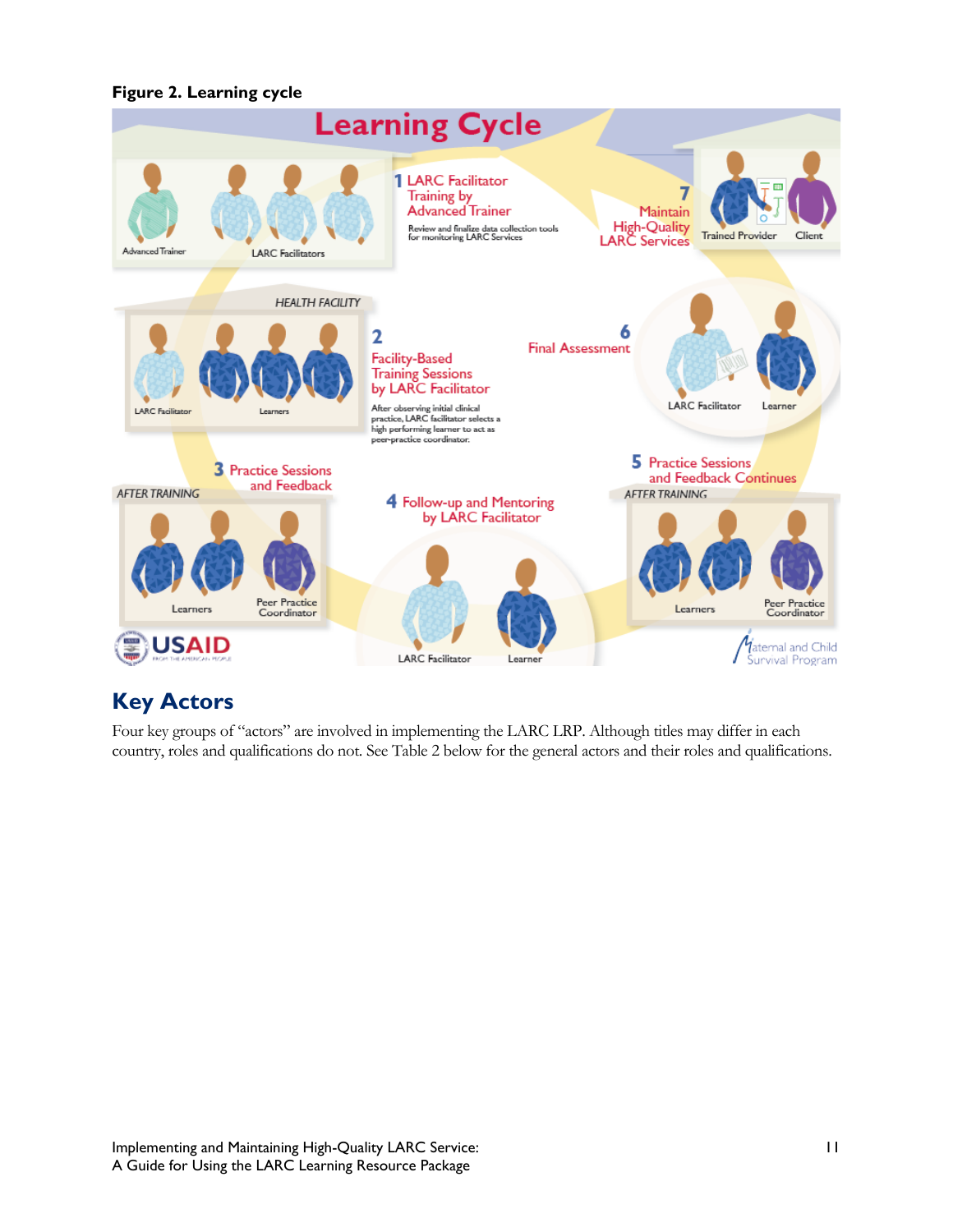**Figure 2. Learning cycle**

# Learning Cycle

1 LARC Facilitator Training by Advanced Trainer

Review and finalize data collection tools for monitoring LARC Services

Advanced Trainer — LARC Facilitators

HEALTH FACILITY

2 Facility-Based Training Sessions by LARC Facilitator

After observing initial clinical practice, LARC facilitator selects a high performing learner to act as peer-practice coordinator.

LARC Facilitator — Learners

AFTER TRAINING

3 Practice Sessions and Feedback

Learners — Peer Practice Coordinator

4 Follow-up and Mentoring by LARC Facilitator

LARC Facilitator — Learner

AFTER TRAINING

5 Practice Sessions and Feedback Continues

Learners — Peer Practice Coordinator

6 Final Assessment

LARC Facilitator — Learner

7 Maintain High-Quality LARC Services

Trained Provider — Client

USAID FROM THE AMERICAN PEOPLE

Maternal and Child Survival Program

## Key Actors

Four key groups of "actors" are involved in implementing the LARC LRP. Although titles may differ in each country, roles and qualifications do not. See Table 2 below for the general actors and their roles and qualifications.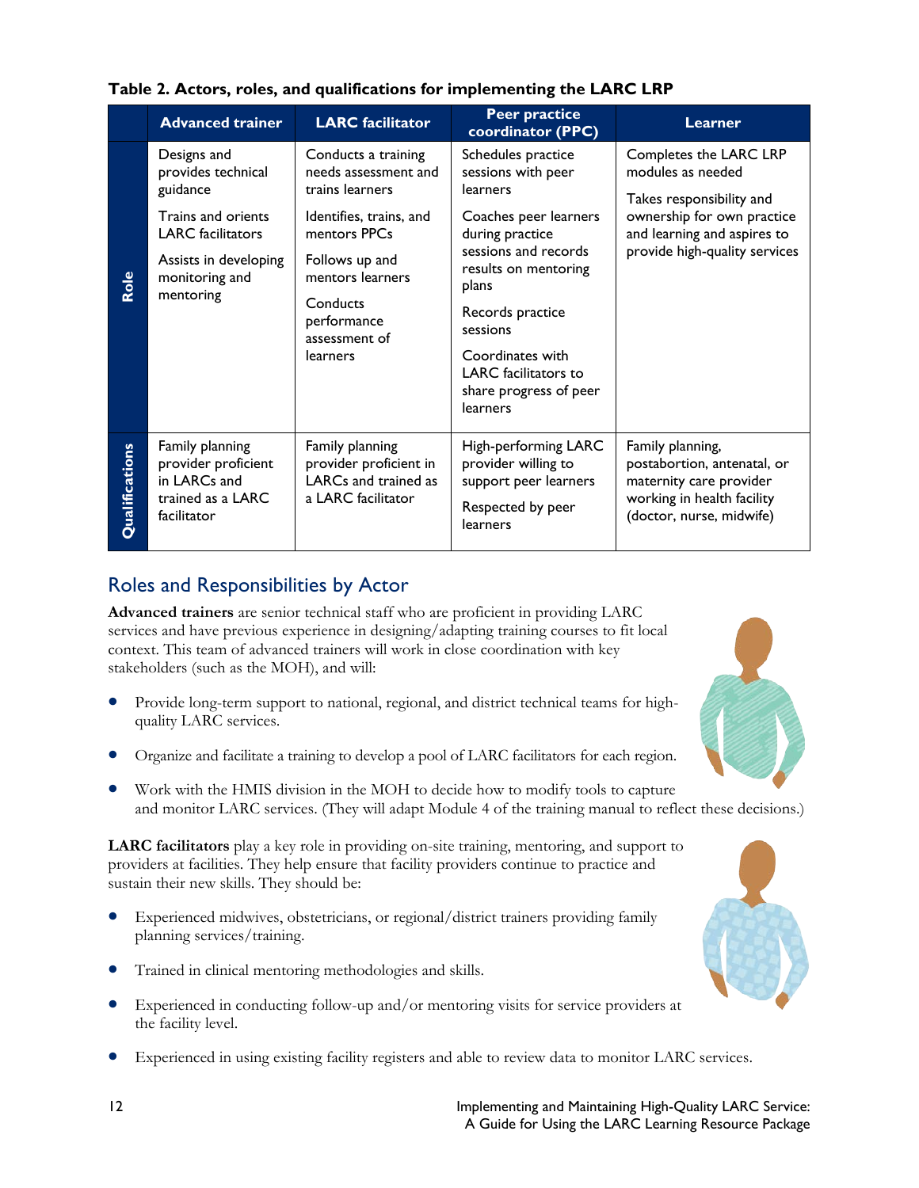**Table 2. Actors, roles, and qualifications for implementing the LARC LRP**

| | Advanced trainer | LARC facilitator | Peer practice coordinator (PPC) | Learner |
|---|---|---|---|---|
| **Role** | Designs and provides technical guidance<br><br>Trains and orients LARC facilitators<br><br>Assists in developing monitoring and mentoring | Conducts a training needs assessment and trains learners<br><br>Identifies, trains, and mentors PPCs<br><br>Follows up and mentors learners<br><br>Conducts performance assessment of learners | Schedules practice sessions with peer learners<br><br>Coaches peer learners during practice sessions and records results on mentoring plans<br><br>Records practice sessions<br><br>Coordinates with LARC facilitators to share progress of peer learners | Completes the LARC LRP modules as needed<br><br>Takes responsibility and ownership for own practice and learning and aspires to provide high-quality services |
| **Qualifications** | Family planning provider proficient in LARCs and trained as a LARC facilitator | Family planning provider proficient in LARCs and trained as a LARC facilitator | High-performing LARC provider willing to support peer learners<br><br>Respected by peer learners | Family planning, postabortion, antenatal, or maternity care provider working in health facility (doctor, nurse, midwife) |

## Roles and Responsibilities by Actor

**Advanced trainers** are senior technical staff who are proficient in providing LARC services and have previous experience in designing/adapting training courses to fit local context. This team of advanced trainers will work in close coordination with key stakeholders (such as the MOH), and will:

- Provide long-term support to national, regional, and district technical teams for high-quality LARC services.
- Organize and facilitate a training to develop a pool of LARC facilitators for each region.
- Work with the HMIS division in the MOH to decide how to modify tools to capture and monitor LARC services. (They will adapt Module 4 of the training manual to reflect these decisions.)

**LARC facilitators** play a key role in providing on-site training, mentoring, and support to providers at facilities. They help ensure that facility providers continue to practice and sustain their new skills. They should be:

- Experienced midwives, obstetricians, or regional/district trainers providing family planning services/training.
- Trained in clinical mentoring methodologies and skills.
- Experienced in conducting follow-up and/or mentoring visits for service providers at the facility level.
- Experienced in using existing facility registers and able to review data to monitor LARC services.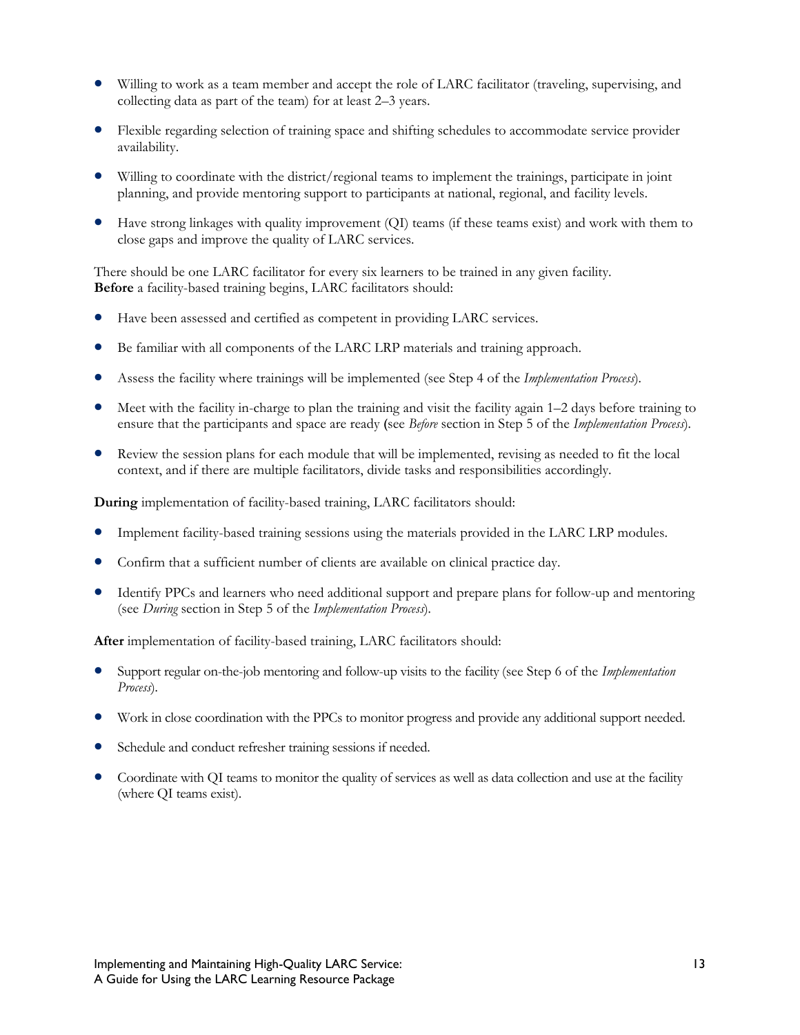- Willing to work as a team member and accept the role of LARC facilitator (traveling, supervising, and collecting data as part of the team) for at least 2–3 years.
- Flexible regarding selection of training space and shifting schedules to accommodate service provider availability.
- Willing to coordinate with the district/regional teams to implement the trainings, participate in joint planning, and provide mentoring support to participants at national, regional, and facility levels.
- Have strong linkages with quality improvement (QI) teams (if these teams exist) and work with them to close gaps and improve the quality of LARC services.

There should be one LARC facilitator for every six learners to be trained in any given facility.
**Before** a facility-based training begins, LARC facilitators should:

- Have been assessed and certified as competent in providing LARC services.
- Be familiar with all components of the LARC LRP materials and training approach.
- Assess the facility where trainings will be implemented (see Step 4 of the *Implementation Process*).
- Meet with the facility in-charge to plan the training and visit the facility again 1–2 days before training to ensure that the participants and space are ready (see *Before* section in Step 5 of the *Implementation Process*).
- Review the session plans for each module that will be implemented, revising as needed to fit the local context, and if there are multiple facilitators, divide tasks and responsibilities accordingly.

**During** implementation of facility-based training, LARC facilitators should:

- Implement facility-based training sessions using the materials provided in the LARC LRP modules.
- Confirm that a sufficient number of clients are available on clinical practice day.
- Identify PPCs and learners who need additional support and prepare plans for follow-up and mentoring (see *During* section in Step 5 of the *Implementation Process*).

**After** implementation of facility-based training, LARC facilitators should:

- Support regular on-the-job mentoring and follow-up visits to the facility (see Step 6 of the *Implementation Process*).
- Work in close coordination with the PPCs to monitor progress and provide any additional support needed.
- Schedule and conduct refresher training sessions if needed.
- Coordinate with QI teams to monitor the quality of services as well as data collection and use at the facility (where QI teams exist).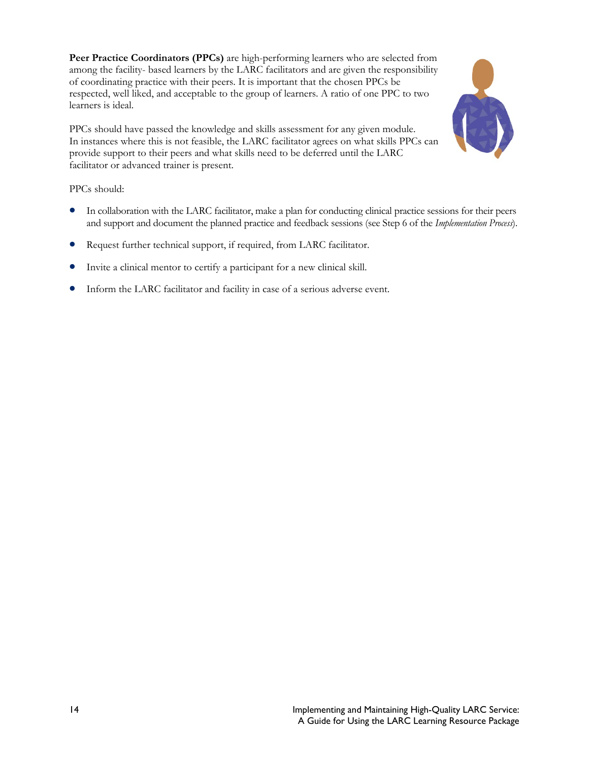**Peer Practice Coordinators (PPCs)** are high-performing learners who are selected from among the facility- based learners by the LARC facilitators and are given the responsibility of coordinating practice with their peers. It is important that the chosen PPCs be respected, well liked, and acceptable to the group of learners. A ratio of one PPC to two learners is ideal.

PPCs should have passed the knowledge and skills assessment for any given module. In instances where this is not feasible, the LARC facilitator agrees on what skills PPCs can provide support to their peers and what skills need to be deferred until the LARC facilitator or advanced trainer is present.

PPCs should:

- In collaboration with the LARC facilitator, make a plan for conducting clinical practice sessions for their peers and support and document the planned practice and feedback sessions (see Step 6 of the *Implementation Process*).
- Request further technical support, if required, from LARC facilitator.
- Invite a clinical mentor to certify a participant for a new clinical skill.
- Inform the LARC facilitator and facility in case of a serious adverse event.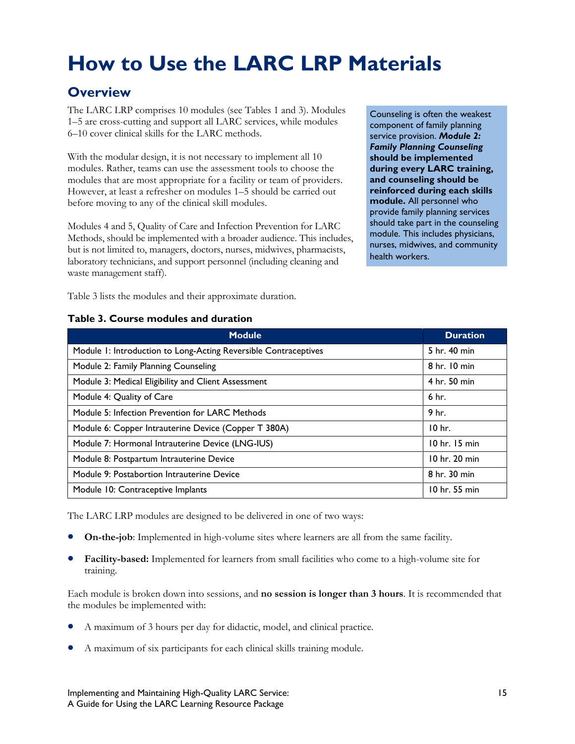# How to Use the LARC LRP Materials

## Overview

The LARC LRP comprises 10 modules (see Tables 1 and 3). Modules 1–5 are cross-cutting and support all LARC services, while modules 6–10 cover clinical skills for the LARC methods.

With the modular design, it is not necessary to implement all 10 modules. Rather, teams can use the assessment tools to choose the modules that are most appropriate for a facility or team of providers. However, at least a refresher on modules 1–5 should be carried out before moving to any of the clinical skill modules.

Modules 4 and 5, Quality of Care and Infection Prevention for LARC Methods, should be implemented with a broader audience. This includes, but is not limited to, managers, doctors, nurses, midwives, pharmacists, laboratory technicians, and support personnel (including cleaning and waste management staff).

Counseling is often the weakest component of family planning service provision. ***Module 2: Family Planning Counseling*** **should be implemented during every LARC training, and counseling should be reinforced during each skills module.** All personnel who provide family planning services should take part in the counseling module. This includes physicians, nurses, midwives, and community health workers.

Table 3 lists the modules and their approximate duration.

**Table 3. Course modules and duration**

| Module | Duration |
|---|---|
| Module 1: Introduction to Long-Acting Reversible Contraceptives | 5 hr. 40 min |
| Module 2: Family Planning Counseling | 8 hr. 10 min |
| Module 3: Medical Eligibility and Client Assessment | 4 hr. 50 min |
| Module 4: Quality of Care | 6 hr. |
| Module 5: Infection Prevention for LARC Methods | 9 hr. |
| Module 6: Copper Intrauterine Device (Copper T 380A) | 10 hr. |
| Module 7: Hormonal Intrauterine Device (LNG-IUS) | 10 hr. 15 min |
| Module 8: Postpartum Intrauterine Device | 10 hr. 20 min |
| Module 9: Postabortion Intrauterine Device | 8 hr. 30 min |
| Module 10: Contraceptive Implants | 10 hr. 55 min |

The LARC LRP modules are designed to be delivered in one of two ways:

- **On-the-job**: Implemented in high-volume sites where learners are all from the same facility.
- **Facility-based:** Implemented for learners from small facilities who come to a high-volume site for training.

Each module is broken down into sessions, and **no session is longer than 3 hours**. It is recommended that the modules be implemented with:

- A maximum of 3 hours per day for didactic, model, and clinical practice.
- A maximum of six participants for each clinical skills training module.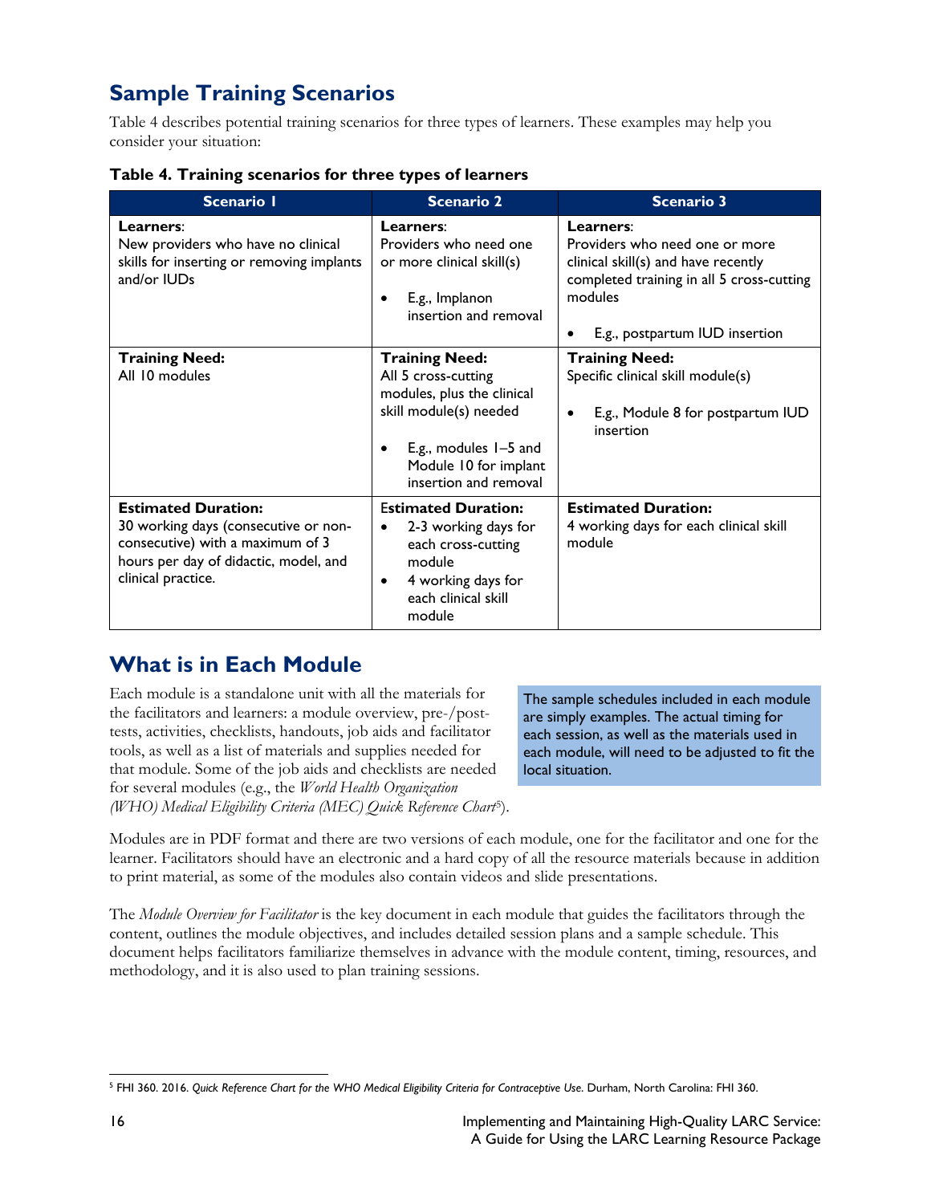## Sample Training Scenarios

Table 4 describes potential training scenarios for three types of learners. These examples may help you consider your situation:

**Table 4. Training scenarios for three types of learners**

| Scenario 1 | Scenario 2 | Scenario 3 |
|---|---|---|
| **Learners**:<br>New providers who have no clinical skills for inserting or removing implants and/or IUDs | **Learners**:<br>Providers who need one or more clinical skill(s)<br>• E.g., Implanon insertion and removal | **Learners**:<br>Providers who need one or more clinical skill(s) and have recently completed training in all 5 cross-cutting modules<br>• E.g., postpartum IUD insertion |
| **Training Need:**<br>All 10 modules | **Training Need:**<br>All 5 cross-cutting modules, plus the clinical skill module(s) needed<br>• E.g., modules 1–5 and Module 10 for implant insertion and removal | **Training Need:**<br>Specific clinical skill module(s)<br>• E.g., Module 8 for postpartum IUD insertion |
| **Estimated Duration:**<br>30 working days (consecutive or non-consecutive) with a maximum of 3 hours per day of didactic, model, and clinical practice. | **Estimated Duration:**<br>• 2-3 working days for each cross-cutting module<br>• 4 working days for each clinical skill module | **Estimated Duration:**<br>4 working days for each clinical skill module |

## What is in Each Module

Each module is a standalone unit with all the materials for the facilitators and learners: a module overview, pre-/post-tests, activities, checklists, handouts, job aids and facilitator tools, as well as a list of materials and supplies needed for that module. Some of the job aids and checklists are needed for several modules (e.g., the *World Health Organization (WHO) Medical Eligibility Criteria (MEC) Quick Reference Chart*[5]).

The sample schedules included in each module are simply examples. The actual timing for each session, as well as the materials used in each module, will need to be adjusted to fit the local situation.

Modules are in PDF format and there are two versions of each module, one for the facilitator and one for the learner. Facilitators should have an electronic and a hard copy of all the resource materials because in addition to print material, as some of the modules also contain videos and slide presentations.

The *Module Overview for Facilitator* is the key document in each module that guides the facilitators through the content, outlines the module objectives, and includes detailed session plans and a sample schedule. This document helps facilitators familiarize themselves in advance with the module content, timing, resources, and methodology, and it is also used to plan training sessions.

[5] FHI 360. 2016. *Quick Reference Chart for the WHO Medical Eligibility Criteria for Contraceptive Use.* Durham, North Carolina: FHI 360.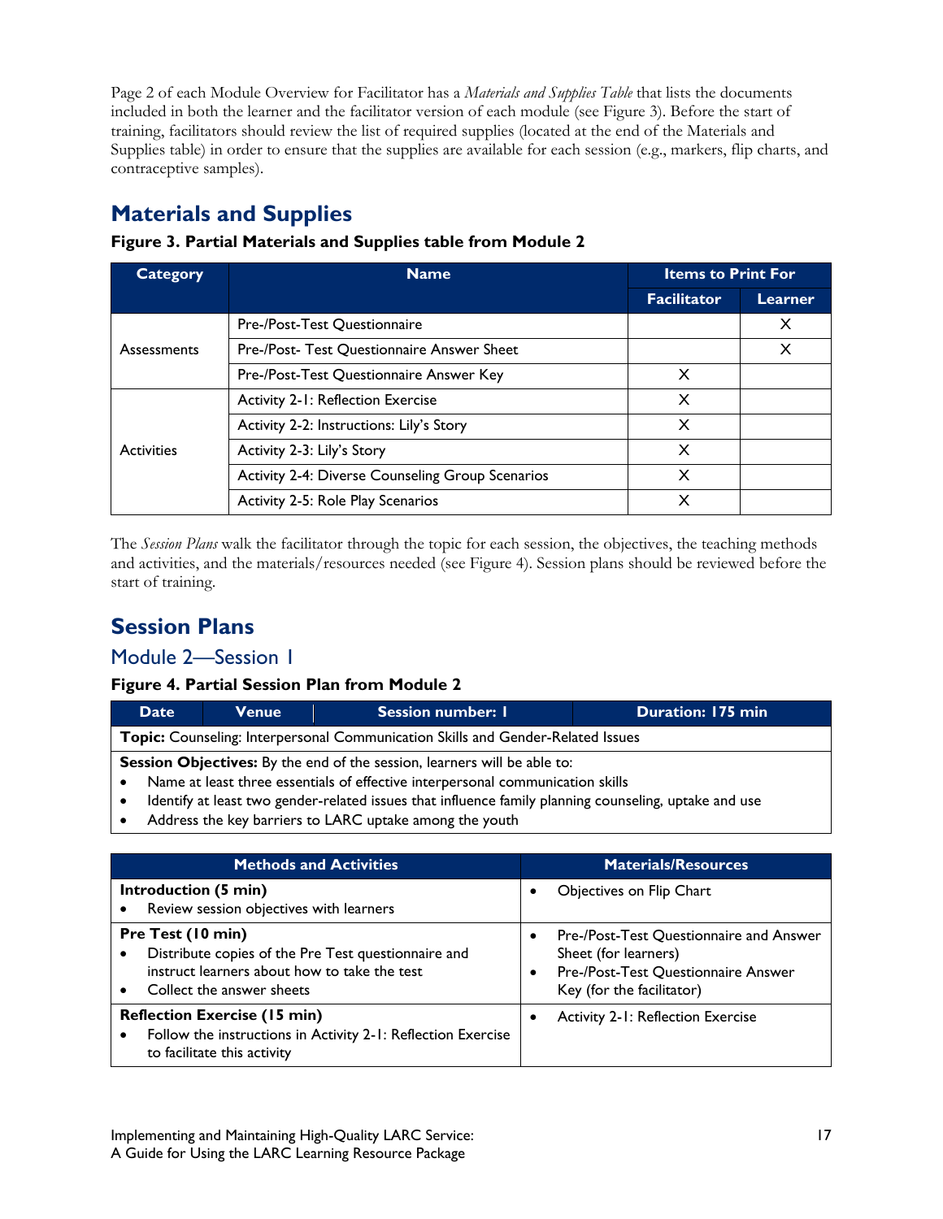Page 2 of each Module Overview for Facilitator has a *Materials and Supplies Table* that lists the documents included in both the learner and the facilitator version of each module (see Figure 3). Before the start of training, facilitators should review the list of required supplies (located at the end of the Materials and Supplies table) in order to ensure that the supplies are available for each session (e.g., markers, flip charts, and contraceptive samples).

## Materials and Supplies

**Figure 3. Partial Materials and Supplies table from Module 2**

| Category | Name | Items to Print For | |
|---|---|---|---|
| | | **Facilitator** | **Learner** |
| Assessments | Pre-/Post-Test Questionnaire | | X |
| | Pre-/Post- Test Questionnaire Answer Sheet | | X |
| | Pre-/Post-Test Questionnaire Answer Key | X | |
| Activities | Activity 2-1: Reflection Exercise | X | |
| | Activity 2-2: Instructions: Lily's Story | X | |
| | Activity 2-3: Lily's Story | X | |
| | Activity 2-4: Diverse Counseling Group Scenarios | X | |
| | Activity 2-5: Role Play Scenarios | X | |

The *Session Plans* walk the facilitator through the topic for each session, the objectives, the teaching methods and activities, and the materials/resources needed (see Figure 4). Session plans should be reviewed before the start of training.

## Session Plans

### Module 2—Session 1

**Figure 4. Partial Session Plan from Module 2**

| Date | Venue | Session number: 1 | Duration: 175 min |
|---|---|---|---|
| **Topic:** Counseling: Interpersonal Communication Skills and Gender-Related Issues | | | |
| **Session Objectives:** By the end of the session, learners will be able to:<br>• Name at least three essentials of effective interpersonal communication skills<br>• Identify at least two gender-related issues that influence family planning counseling, uptake and use<br>• Address the key barriers to LARC uptake among the youth | | | |

| Methods and Activities | Materials/Resources |
|---|---|
| **Introduction (5 min)**<br>• Review session objectives with learners | • Objectives on Flip Chart |
| **Pre Test (10 min)**<br>• Distribute copies of the Pre Test questionnaire and instruct learners about how to take the test<br>• Collect the answer sheets | • Pre-/Post-Test Questionnaire and Answer Sheet (for learners)<br>• Pre-/Post-Test Questionnaire Answer Key (for the facilitator) |
| **Reflection Exercise (15 min)**<br>• Follow the instructions in Activity 2-1: Reflection Exercise to facilitate this activity | • Activity 2-1: Reflection Exercise |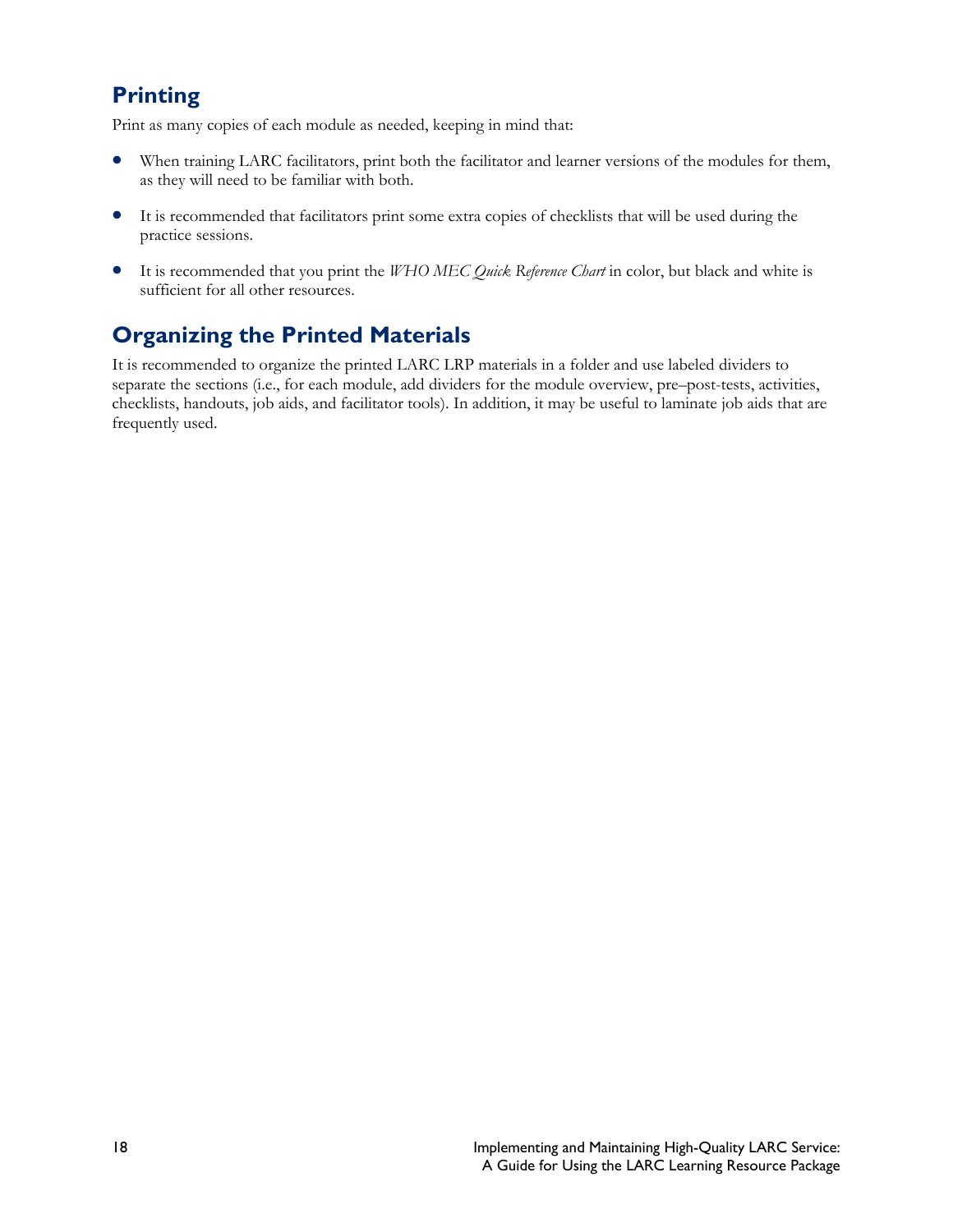## Printing

Print as many copies of each module as needed, keeping in mind that:

- When training LARC facilitators, print both the facilitator and learner versions of the modules for them, as they will need to be familiar with both.
- It is recommended that facilitators print some extra copies of checklists that will be used during the practice sessions.
- It is recommended that you print the *WHO MEC Quick Reference Chart* in color, but black and white is sufficient for all other resources.

## Organizing the Printed Materials

It is recommended to organize the printed LARC LRP materials in a folder and use labeled dividers to separate the sections (i.e., for each module, add dividers for the module overview, pre–post-tests, activities, checklists, handouts, job aids, and facilitator tools). In addition, it may be useful to laminate job aids that are frequently used.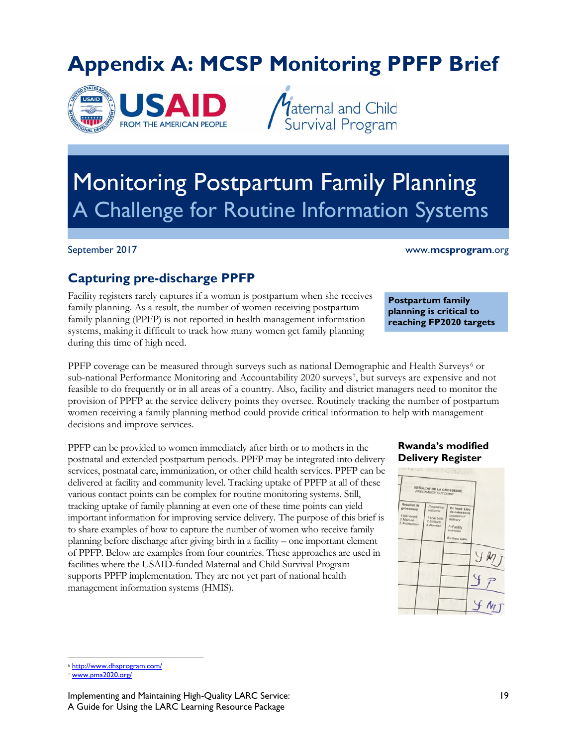# Appendix A: MCSP Monitoring PPFP Brief

# Monitoring Postpartum Family Planning
## A Challenge for Routine Information Systems

September 2017

www.mcsprogram.org

## Capturing pre-discharge PPFP

Facility registers rarely captures if a woman is postpartum when she receives family planning. As a result, the number of women receiving postpartum family planning (PPFP) is not reported in health management information systems, making it difficult to track how many women get family planning during this time of high need.

**Postpartum family planning is critical to reaching FP2020 targets**

PPFP coverage can be measured through surveys such as national Demographic and Health Surveys[6] or sub-national Performance Monitoring and Accountability 2020 surveys[7], but surveys are expensive and not feasible to do frequently or in all areas of a country. Also, facility and district managers need to monitor the provision of PPFP at the service delivery points they oversee. Routinely tracking the number of postpartum women receiving a family planning method could provide critical information to help with management decisions and improve services.

PPFP can be provided to women immediately after birth or to mothers in the postnatal and extended postpartum periods. PPFP may be integrated into delivery services, postnatal care, immunization, or other child health services. PPFP can be delivered at facility and community level. Tracking uptake of PPFP at all of these various contact points can be complex for routine monitoring systems. Still, tracking uptake of family planning at even one of these time points can yield important information for improving service delivery. The purpose of this brief is to share examples of how to capture the number of women who receive family planning before discharge after giving birth in a facility – one important element of PPFP. Below are examples from four countries. These approaches are used in facilities where the USAID-funded Maternal and Child Survival Program supports PPFP implementation. They are not yet part of national health management information systems (HMIS).

**Rwanda's modified Delivery Register**

---

[6] http://www.dhsprogram.com/

[7] www.pma2020.org/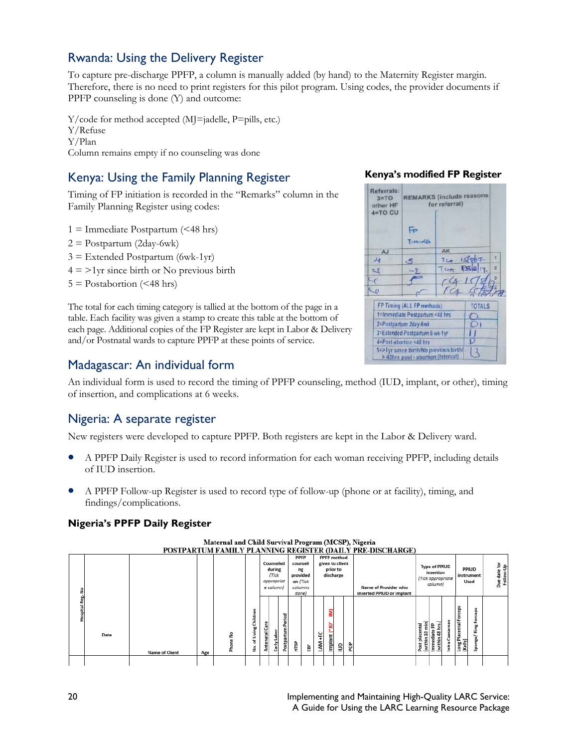## Rwanda: Using the Delivery Register

To capture pre-discharge PPFP, a column is manually added (by hand) to the Maternity Register margin. Therefore, there is no need to print registers for this pilot program. Using codes, the provider documents if PPFP counseling is done (Y) and outcome:

Y/code for method accepted (MJ=jadelle, P=pills, etc.)
Y/Refuse
Y/Plan
Column remains empty if no counseling was done

## Kenya: Using the Family Planning Register

Timing of FP initiation is recorded in the "Remarks" column in the Family Planning Register using codes:

1 = Immediate Postpartum (<48 hrs)
2 = Postpartum (2day-6wk)
3 = Extended Postpartum (6wk-1yr)
4 = >1yr since birth or No previous birth
5 = Postabortion (<48 hrs)

The total for each timing category is tallied at the bottom of the page in a table. Each facility was given a stamp to create this table at the bottom of each page. Additional copies of the FP Register are kept in Labor & Delivery and/or Postnatal wards to capture PPFP at these points of service.

**Kenya's modified FP Register**

## Madagascar: An individual form

An individual form is used to record the timing of PPFP counseling, method (IUD, implant, or other), timing of insertion, and complications at 6 weeks.

## Nigeria: A separate register

New registers were developed to capture PPFP. Both registers are kept in the Labor & Delivery ward.

- A PPFP Daily Register is used to record information for each woman receiving PPFP, including details of IUD insertion.
- A PPFP Follow-up Register is used to record type of follow-up (phone or at facility), timing, and findings/complications.

**Nigeria's PPFP Daily Register**

Maternal and Child Survival Program (MCSP), Nigeria
POSTPARTUM FAMILY PLANNING REGISTER (DAILY PRE-DISCHARGE)

| Hospital Reg. No | Date | Name of Client | Age | Phone No | No. of Living Children | Counseled during (Tick appropriate column) | | | PPFP counseling provided on (Tick columns done) | | PPFP method given to client prior to discharge | | | | Name of Provider who inserted PPIUD or implant | Type of PPIUD insertion (Tick appropriate column) | | | PPIUD instrument Used | | Due date for Follow-Up |
|---|---|---|---|---|---|---|---|---|---|---|---|---|---|---|---|---|---|---|---|---|---|
| | | | | | | Antenatal Care | Early Labor | Postpartum Period | HTSP | EBF | LAM +FC | Implant (*JD* IM) | IUD | POP | | Post placental (within 10 min) | Immediate PP (within 48 hrs) | Intra Caesarean | Long Placental Forceps (Kelly) | Sponge/ Ring Forceps | |
| | | | | | | | | | | | | | | | | | | | | | |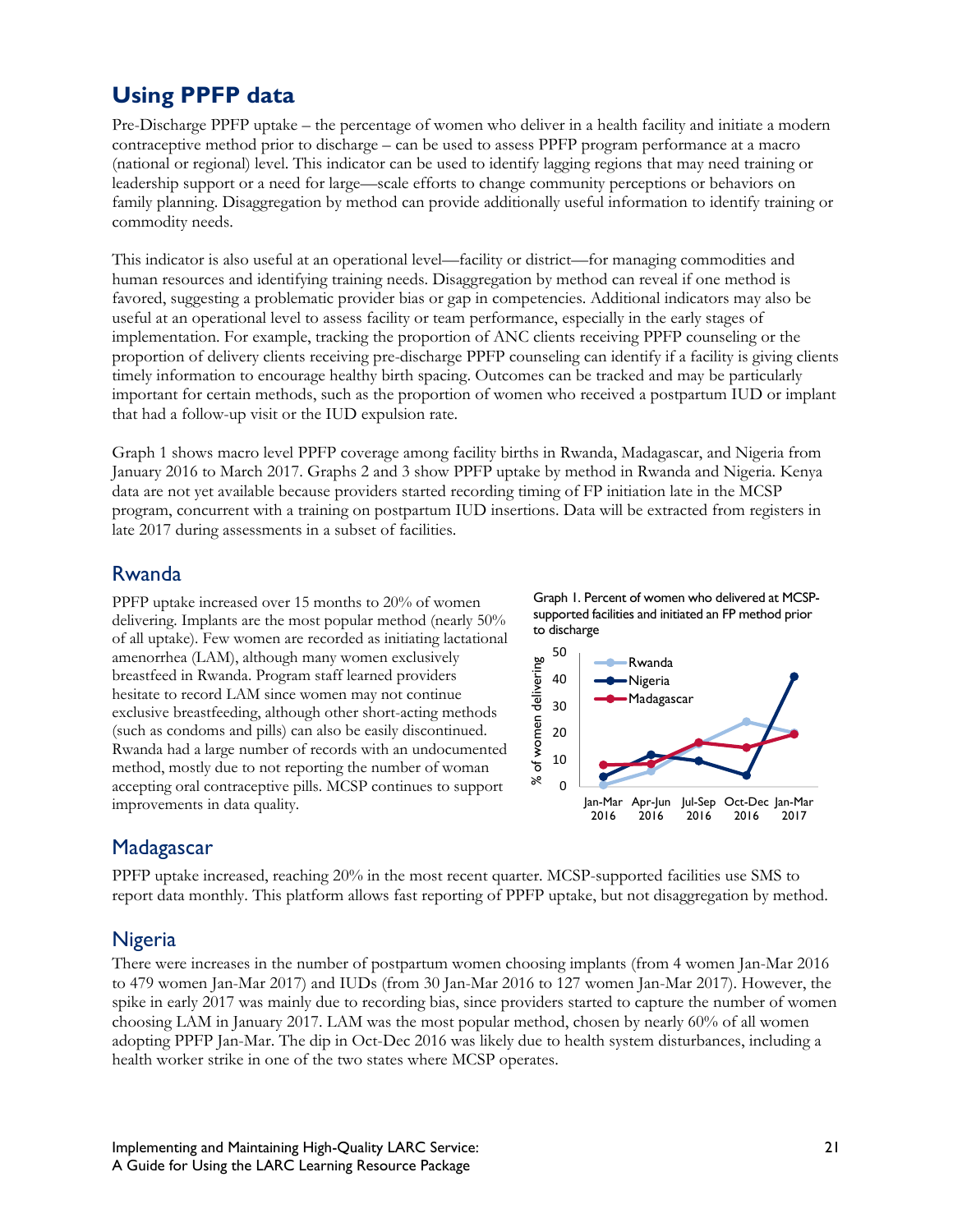## Using PPFP data

Pre-Discharge PPFP uptake – the percentage of women who deliver in a health facility and initiate a modern contraceptive method prior to discharge – can be used to assess PPFP program performance at a macro (national or regional) level. This indicator can be used to identify lagging regions that may need training or leadership support or a need for large—scale efforts to change community perceptions or behaviors on family planning. Disaggregation by method can provide additionally useful information to identify training or commodity needs.

This indicator is also useful at an operational level—facility or district—for managing commodities and human resources and identifying training needs. Disaggregation by method can reveal if one method is favored, suggesting a problematic provider bias or gap in competencies. Additional indicators may also be useful at an operational level to assess facility or team performance, especially in the early stages of implementation. For example, tracking the proportion of ANC clients receiving PPFP counseling or the proportion of delivery clients receiving pre-discharge PPFP counseling can identify if a facility is giving clients timely information to encourage healthy birth spacing. Outcomes can be tracked and may be particularly important for certain methods, such as the proportion of women who received a postpartum IUD or implant that had a follow-up visit or the IUD expulsion rate.

Graph 1 shows macro level PPFP coverage among facility births in Rwanda, Madagascar, and Nigeria from January 2016 to March 2017. Graphs 2 and 3 show PPFP uptake by method in Rwanda and Nigeria. Kenya data are not yet available because providers started recording timing of FP initiation late in the MCSP program, concurrent with a training on postpartum IUD insertions. Data will be extracted from registers in late 2017 during assessments in a subset of facilities.

### Rwanda

PPFP uptake increased over 15 months to 20% of women delivering. Implants are the most popular method (nearly 50% of all uptake). Few women are recorded as initiating lactational amenorrhea (LAM), although many women exclusively breastfeed in Rwanda. Program staff learned providers hesitate to record LAM since women may not continue exclusive breastfeeding, although other short-acting methods (such as condoms and pills) can also be easily discontinued. Rwanda had a large number of records with an undocumented method, mostly due to not reporting the number of woman accepting oral contraceptive pills. MCSP continues to support improvements in data quality.

Graph 1. Percent of women who delivered at MCSP-supported facilities and initiated an FP method prior to discharge

### Madagascar

PPFP uptake increased, reaching 20% in the most recent quarter. MCSP-supported facilities use SMS to report data monthly. This platform allows fast reporting of PPFP uptake, but not disaggregation by method.

### Nigeria

There were increases in the number of postpartum women choosing implants (from 4 women Jan-Mar 2016 to 479 women Jan-Mar 2017) and IUDs (from 30 Jan-Mar 2016 to 127 women Jan-Mar 2017). However, the spike in early 2017 was mainly due to recording bias, since providers started to capture the number of women choosing LAM in January 2017. LAM was the most popular method, chosen by nearly 60% of all women adopting PPFP Jan-Mar. The dip in Oct-Dec 2016 was likely due to health system disturbances, including a health worker strike in one of the two states where MCSP operates.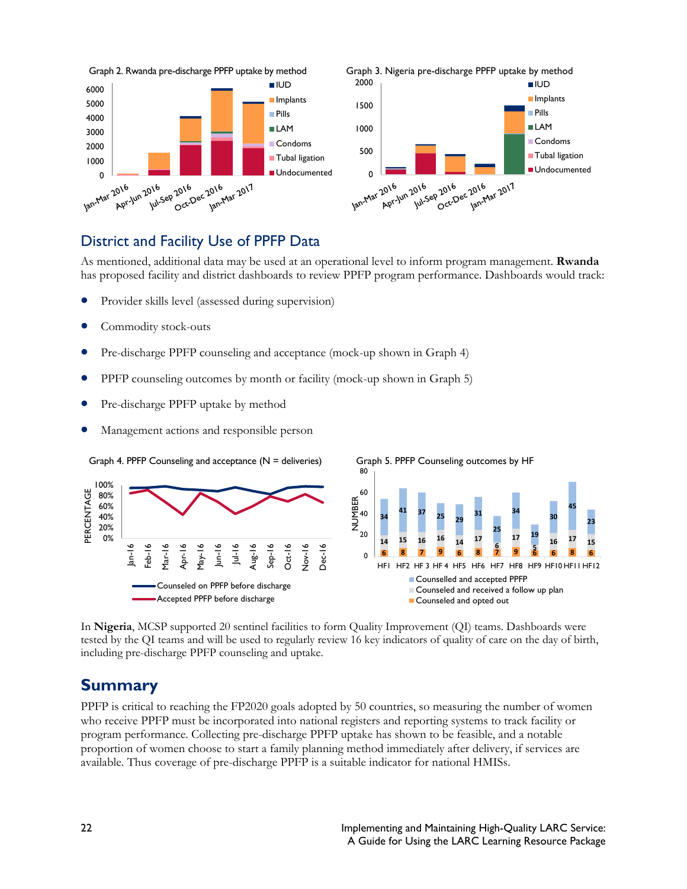Graph 2. Rwanda pre-discharge PPFP uptake by method

Graph 3. Nigeria pre-discharge PPFP uptake by method

## District and Facility Use of PPFP Data

As mentioned, additional data may be used at an operational level to inform program management. **Rwanda** has proposed facility and district dashboards to review PPFP program performance. Dashboards would track:

- Provider skills level (assessed during supervision)
- Commodity stock-outs
- Pre-discharge PPFP counseling and acceptance (mock-up shown in Graph 4)
- PPFP counseling outcomes by month or facility (mock-up shown in Graph 5)
- Pre-discharge PPFP uptake by method
- Management actions and responsible person

Graph 4. PPFP Counseling and acceptance (N = deliveries)

Graph 5. PPFP Counseling outcomes by HF

In **Nigeria**, MCSP supported 20 sentinel facilities to form Quality Improvement (QI) teams. Dashboards were tested by the QI teams and will be used to regularly review 16 key indicators of quality of care on the day of birth, including pre-discharge PPFP counseling and uptake.

## Summary

PPFP is critical to reaching the FP2020 goals adopted by 50 countries, so measuring the number of women who receive PPFP must be incorporated into national registers and reporting systems to track facility or program performance. Collecting pre-discharge PPFP uptake has shown to be feasible, and a notable proportion of women choose to start a family planning method immediately after delivery, if services are available. Thus coverage of pre-discharge PPFP is a suitable indicator for national HMISs.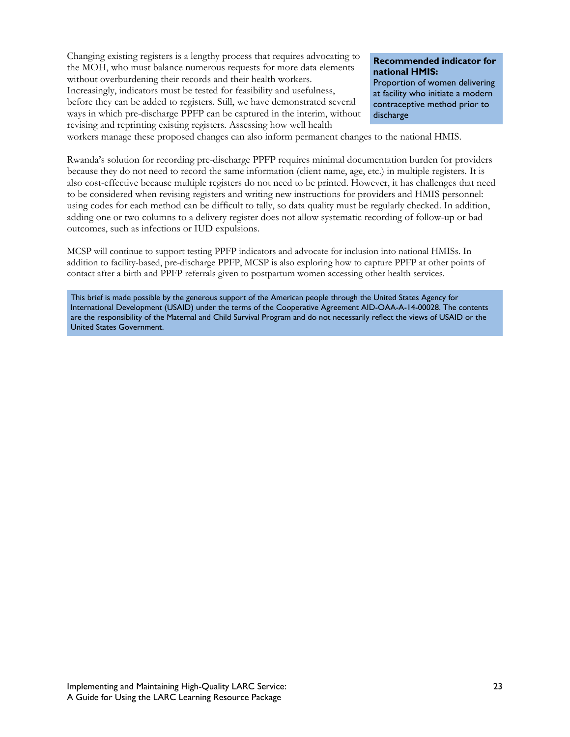Changing existing registers is a lengthy process that requires advocating to the MOH, who must balance numerous requests for more data elements without overburdening their records and their health workers. Increasingly, indicators must be tested for feasibility and usefulness, before they can be added to registers. Still, we have demonstrated several ways in which pre-discharge PPFP can be captured in the interim, without revising and reprinting existing registers. Assessing how well health workers manage these proposed changes can also inform permanent changes to the national HMIS.

> **Recommended indicator for national HMIS:**
> Proportion of women delivering at facility who initiate a modern contraceptive method prior to discharge

Rwanda's solution for recording pre-discharge PPFP requires minimal documentation burden for providers because they do not need to record the same information (client name, age, etc.) in multiple registers. It is also cost-effective because multiple registers do not need to be printed. However, it has challenges that need to be considered when revising registers and writing new instructions for providers and HMIS personnel: using codes for each method can be difficult to tally, so data quality must be regularly checked. In addition, adding one or two columns to a delivery register does not allow systematic recording of follow-up or bad outcomes, such as infections or IUD expulsions.

MCSP will continue to support testing PPFP indicators and advocate for inclusion into national HMISs. In addition to facility-based, pre-discharge PPFP, MCSP is also exploring how to capture PPFP at other points of contact after a birth and PPFP referrals given to postpartum women accessing other health services.

> This brief is made possible by the generous support of the American people through the United States Agency for International Development (USAID) under the terms of the Cooperative Agreement AID-OAA-A-14-00028. The contents are the responsibility of the Maternal and Child Survival Program and do not necessarily reflect the views of USAID or the United States Government.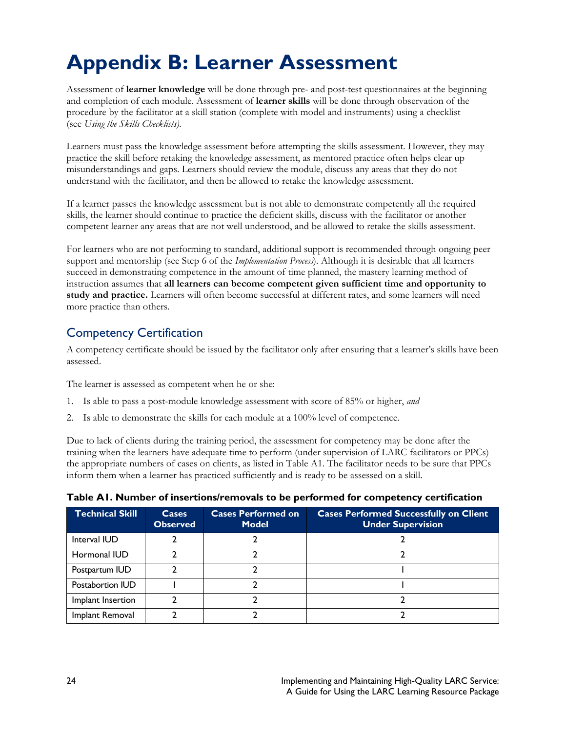# Appendix B: Learner Assessment

Assessment of **learner knowledge** will be done through pre- and post-test questionnaires at the beginning and completion of each module. Assessment of **learner skills** will be done through observation of the procedure by the facilitator at a skill station (complete with model and instruments) using a checklist (see *Using the Skills Checklists*).

Learners must pass the knowledge assessment before attempting the skills assessment. However, they may practice the skill before retaking the knowledge assessment, as mentored practice often helps clear up misunderstandings and gaps. Learners should review the module, discuss any areas that they do not understand with the facilitator, and then be allowed to retake the knowledge assessment.

If a learner passes the knowledge assessment but is not able to demonstrate competently all the required skills, the learner should continue to practice the deficient skills, discuss with the facilitator or another competent learner any areas that are not well understood, and be allowed to retake the skills assessment.

For learners who are not performing to standard, additional support is recommended through ongoing peer support and mentorship (see Step 6 of the *Implementation Process*). Although it is desirable that all learners succeed in demonstrating competence in the amount of time planned, the mastery learning method of instruction assumes that **all learners can become competent given sufficient time and opportunity to study and practice.** Learners will often become successful at different rates, and some learners will need more practice than others.

## Competency Certification

A competency certificate should be issued by the facilitator only after ensuring that a learner's skills have been assessed.

The learner is assessed as competent when he or she:

1. Is able to pass a post-module knowledge assessment with score of 85% or higher, *and*
2. Is able to demonstrate the skills for each module at a 100% level of competence.

Due to lack of clients during the training period, the assessment for competency may be done after the training when the learners have adequate time to perform (under supervision of LARC facilitators or PPCs) the appropriate numbers of cases on clients, as listed in Table A1. The facilitator needs to be sure that PPCs inform them when a learner has practiced sufficiently and is ready to be assessed on a skill.

**Table A1. Number of insertions/removals to be performed for competency certification**

| Technical Skill | Cases Observed | Cases Performed on Model | Cases Performed Successfully on Client Under Supervision |
|---|---|---|---|
| Interval IUD | 2 | 2 | 2 |
| Hormonal IUD | 2 | 2 | 2 |
| Postpartum IUD | 2 | 2 | 1 |
| Postabortion IUD | 1 | 2 | 1 |
| Implant Insertion | 2 | 2 | 2 |
| Implant Removal | 2 | 2 | 2 |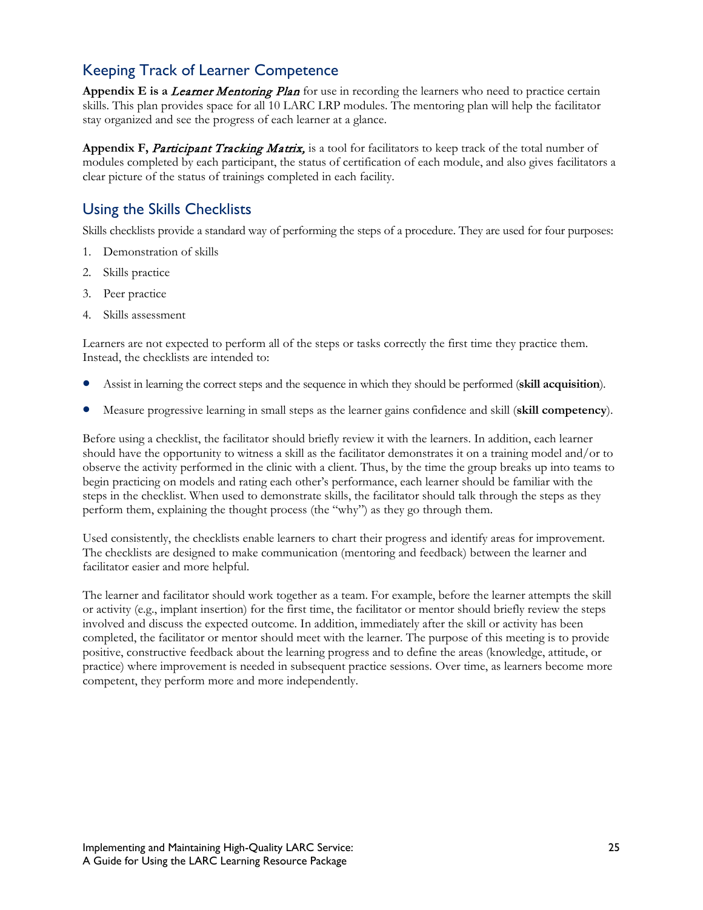## Keeping Track of Learner Competence

**Appendix E is a** *Learner Mentoring Plan* for use in recording the learners who need to practice certain skills. This plan provides space for all 10 LARC LRP modules. The mentoring plan will help the facilitator stay organized and see the progress of each learner at a glance.

**Appendix F,** *Participant Tracking Matrix,* is a tool for facilitators to keep track of the total number of modules completed by each participant, the status of certification of each module, and also gives facilitators a clear picture of the status of trainings completed in each facility.

## Using the Skills Checklists

Skills checklists provide a standard way of performing the steps of a procedure. They are used for four purposes:

1. Demonstration of skills
2. Skills practice
3. Peer practice
4. Skills assessment

Learners are not expected to perform all of the steps or tasks correctly the first time they practice them. Instead, the checklists are intended to:

- Assist in learning the correct steps and the sequence in which they should be performed (**skill acquisition**).
- Measure progressive learning in small steps as the learner gains confidence and skill (**skill competency**).

Before using a checklist, the facilitator should briefly review it with the learners. In addition, each learner should have the opportunity to witness a skill as the facilitator demonstrates it on a training model and/or to observe the activity performed in the clinic with a client. Thus, by the time the group breaks up into teams to begin practicing on models and rating each other's performance, each learner should be familiar with the steps in the checklist. When used to demonstrate skills, the facilitator should talk through the steps as they perform them, explaining the thought process (the "why") as they go through them.

Used consistently, the checklists enable learners to chart their progress and identify areas for improvement. The checklists are designed to make communication (mentoring and feedback) between the learner and facilitator easier and more helpful.

The learner and facilitator should work together as a team. For example, before the learner attempts the skill or activity (e.g., implant insertion) for the first time, the facilitator or mentor should briefly review the steps involved and discuss the expected outcome. In addition, immediately after the skill or activity has been completed, the facilitator or mentor should meet with the learner. The purpose of this meeting is to provide positive, constructive feedback about the learning progress and to define the areas (knowledge, attitude, or practice) where improvement is needed in subsequent practice sessions. Over time, as learners become more competent, they perform more and more independently.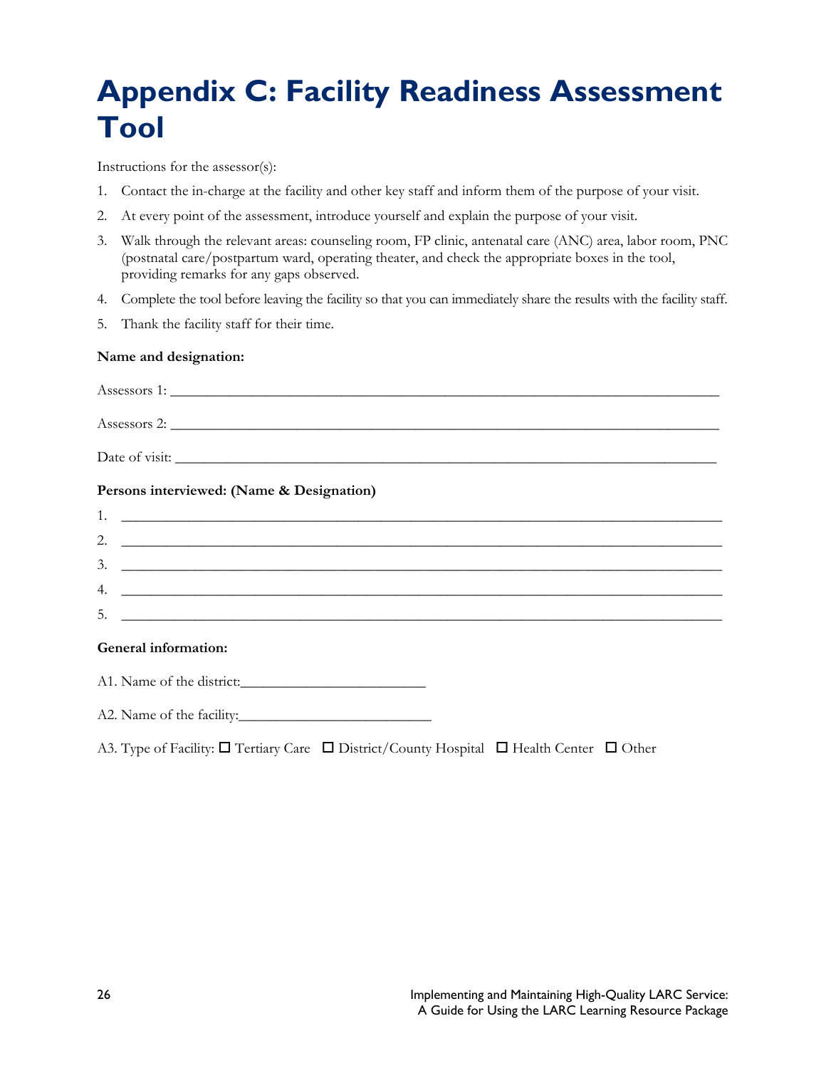# Appendix C: Facility Readiness Assessment Tool

Instructions for the assessor(s):

1. Contact the in-charge at the facility and other key staff and inform them of the purpose of your visit.
2. At every point of the assessment, introduce yourself and explain the purpose of your visit.
3. Walk through the relevant areas: counseling room, FP clinic, antenatal care (ANC) area, labor room, PNC (postnatal care/postpartum ward, operating theater, and check the appropriate boxes in the tool, providing remarks for any gaps observed.
4. Complete the tool before leaving the facility so that you can immediately share the results with the facility staff.
5. Thank the facility staff for their time.

**Name and designation:**

Assessors 1: ______________________________________________________________________________

Assessors 2: ______________________________________________________________________________

Date of visit: ______________________________________________________________________________

**Persons interviewed: (Name & Designation)**

1. ______________________________________________________________________________
2. ______________________________________________________________________________
3. ______________________________________________________________________________
4. ______________________________________________________________________________
5. ______________________________________________________________________________

**General information:**

A1. Name of the district:_________________________

A2. Name of the facility:_________________________

A3. Type of Facility: ☐ Tertiary Care ☐ District/County Hospital ☐ Health Center ☐ Other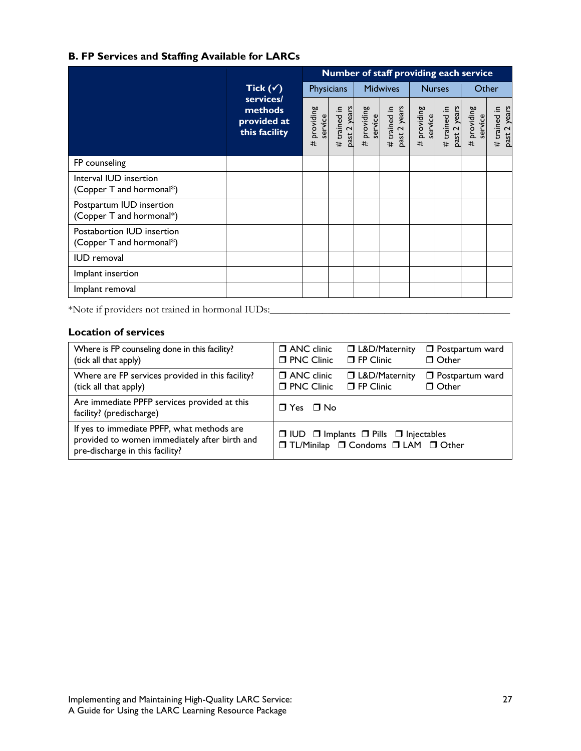### B. FP Services and Staffing Available for LARCs

| | Tick (✓) services/ methods provided at this facility | Number of staff providing each service | | | | | | | |
|---|---|---|---|---|---|---|---|---|---|
| | | Physicians | | Midwives | | Nurses | | Other | |
| | | # providing service | # trained in past 2 years | # providing service | # trained in past 2 years | # providing service | # trained in past 2 years | # providing service | # trained in past 2 years |
| FP counseling | | | | | | | | | |
| Interval IUD insertion (Copper T and hormonal*) | | | | | | | | | |
| Postpartum IUD insertion (Copper T and hormonal*) | | | | | | | | | |
| Postabortion IUD insertion (Copper T and hormonal*) | | | | | | | | | |
| IUD removal | | | | | | | | | |
| Implant insertion | | | | | | | | | |
| Implant removal | | | | | | | | | |

*Note if providers not trained in hormonal IUDs:_______________________________________________

### Location of services

| | |
|---|---|
| Where is FP counseling done in this facility? (tick all that apply) | ❒ ANC clinic ❒ L&D/Maternity ❒ Postpartum ward ❒ PNC Clinic ❒ FP Clinic ❒ Other |
| Where are FP services provided in this facility? (tick all that apply) | ❒ ANC clinic ❒ L&D/Maternity ❒ Postpartum ward ❒ PNC Clinic ❒ FP Clinic ❒ Other |
| Are immediate PPFP services provided at this facility? (predischarge) | ❒ Yes ❒ No |
| If yes to immediate PPFP, what methods are provided to women immediately after birth and pre-discharge in this facility? | ❒ IUD ❒ Implants ❒ Pills ❒ Injectables ❒ TL/Minilap ❒ Condoms ❒ LAM ❒ Other |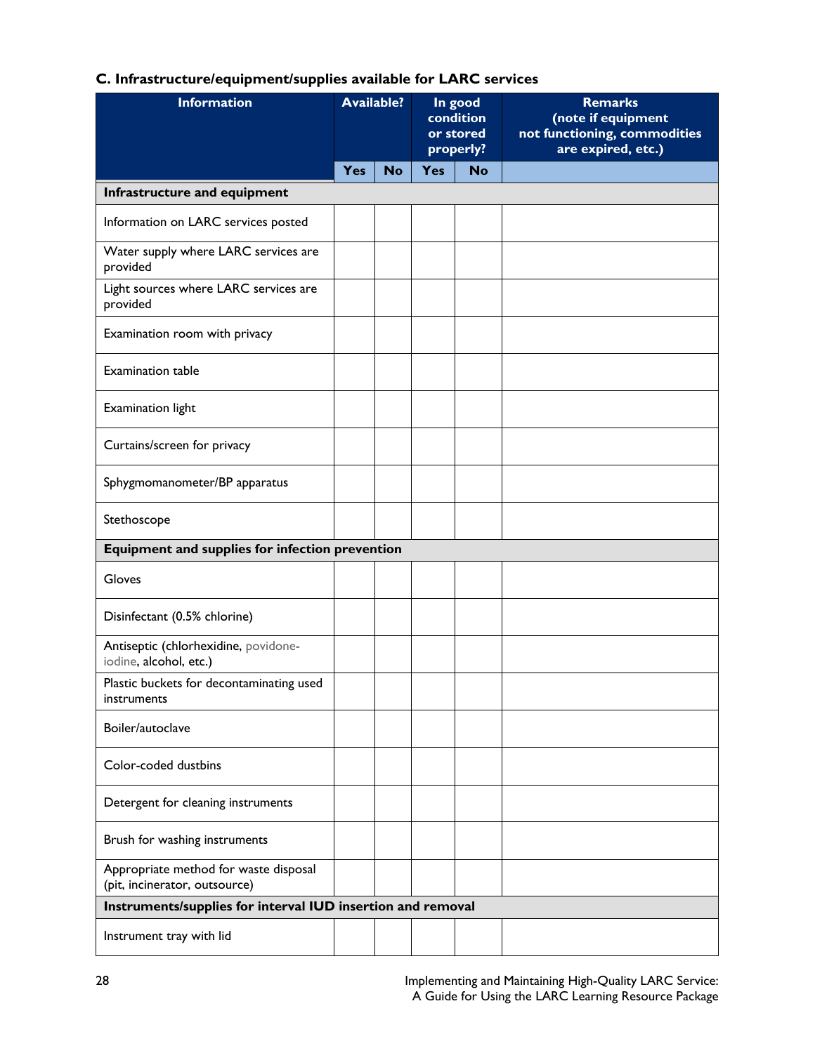### C. Infrastructure/equipment/supplies available for LARC services

| Information | Available? | | In good condition or stored properly? | | Remarks (note if equipment not functioning, commodities are expired, etc.) |
|---|---|---|---|---|---|
| | Yes | No | Yes | No | |
| **Infrastructure and equipment** | | | | | |
| Information on LARC services posted | | | | | |
| Water supply where LARC services are provided | | | | | |
| Light sources where LARC services are provided | | | | | |
| Examination room with privacy | | | | | |
| Examination table | | | | | |
| Examination light | | | | | |
| Curtains/screen for privacy | | | | | |
| Sphygmomanometer/BP apparatus | | | | | |
| Stethoscope | | | | | |
| **Equipment and supplies for infection prevention** | | | | | |
| Gloves | | | | | |
| Disinfectant (0.5% chlorine) | | | | | |
| Antiseptic (chlorhexidine, povidone-iodine, alcohol, etc.) | | | | | |
| Plastic buckets for decontaminating used instruments | | | | | |
| Boiler/autoclave | | | | | |
| Color-coded dustbins | | | | | |
| Detergent for cleaning instruments | | | | | |
| Brush for washing instruments | | | | | |
| Appropriate method for waste disposal (pit, incinerator, outsource) | | | | | |
| **Instruments/supplies for interval IUD insertion and removal** | | | | | |
| Instrument tray with lid | | | | | |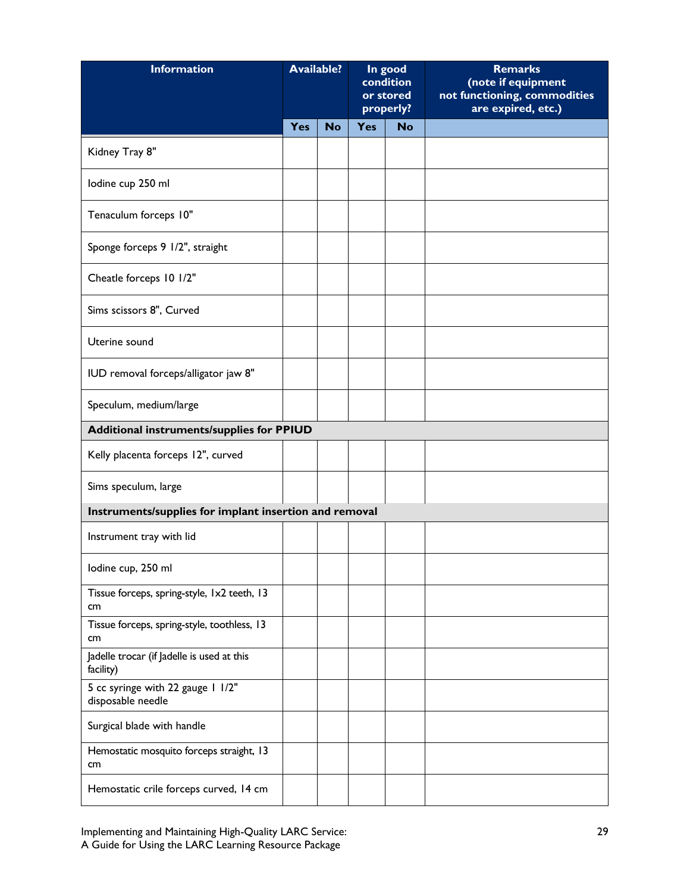| Information | Available? | | In good condition or stored properly? | | Remarks (note if equipment not functioning, commodities are expired, etc.) |
|---|---|---|---|---|---|
| | Yes | No | Yes | No | |
| Kidney Tray 8" | | | | | |
| Iodine cup 250 ml | | | | | |
| Tenaculum forceps 10" | | | | | |
| Sponge forceps 9 1/2", straight | | | | | |
| Cheatle forceps 10 1/2" | | | | | |
| Sims scissors 8", Curved | | | | | |
| Uterine sound | | | | | |
| IUD removal forceps/alligator jaw 8" | | | | | |
| Speculum, medium/large | | | | | |
| **Additional instruments/supplies for PPIUD** | | | | | |
| Kelly placenta forceps 12", curved | | | | | |
| Sims speculum, large | | | | | |
| **Instruments/supplies for implant insertion and removal** | | | | | |
| Instrument tray with lid | | | | | |
| Iodine cup, 250 ml | | | | | |
| Tissue forceps, spring-style, 1x2 teeth, 13 cm | | | | | |
| Tissue forceps, spring-style, toothless, 13 cm | | | | | |
| Jadelle trocar (if Jadelle is used at this facility) | | | | | |
| 5 cc syringe with 22 gauge 1 1/2" disposable needle | | | | | |
| Surgical blade with handle | | | | | |
| Hemostatic mosquito forceps straight, 13 cm | | | | | |
| Hemostatic crile forceps curved, 14 cm | | | | | |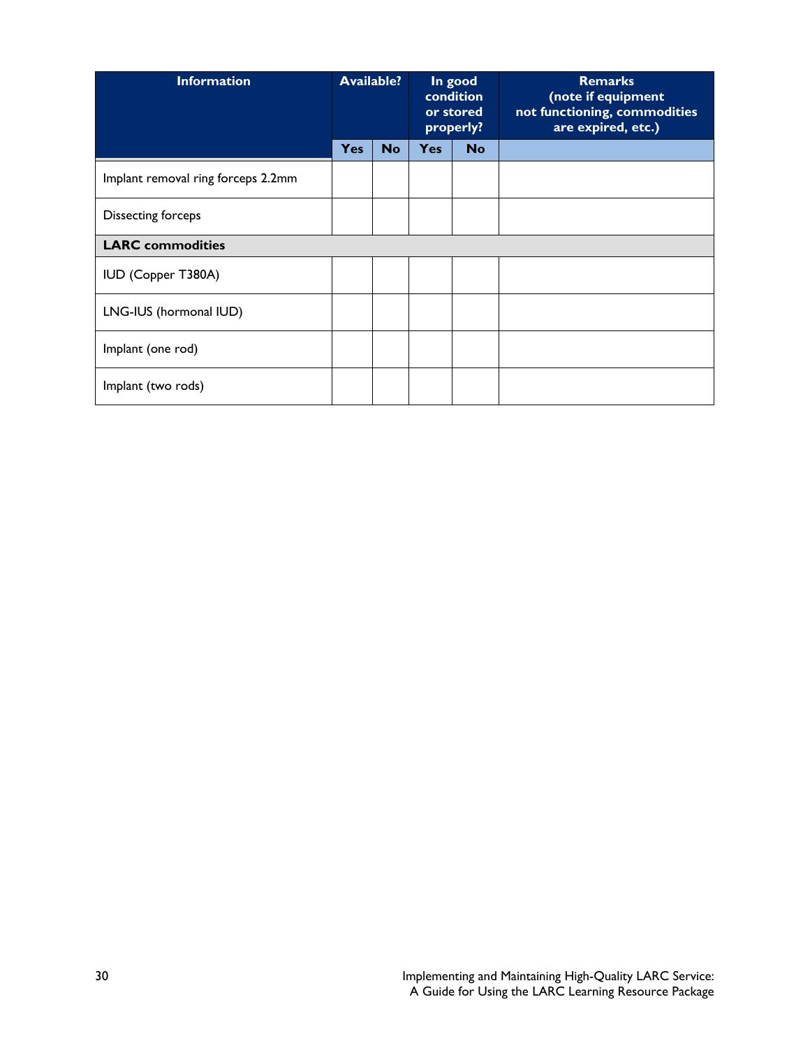| Information | Available? | | In good condition or stored properly? | | Remarks (note if equipment not functioning, commodities are expired, etc.) |
|---|---|---|---|---|---|
| | Yes | No | Yes | No | |
| Implant removal ring forceps 2.2mm | | | | | |
| Dissecting forceps | | | | | |
| **LARC commodities** | | | | | |
| IUD (Copper T380A) | | | | | |
| LNG-IUS (hormonal IUD) | | | | | |
| Implant (one rod) | | | | | |
| Implant (two rods) | | | | | |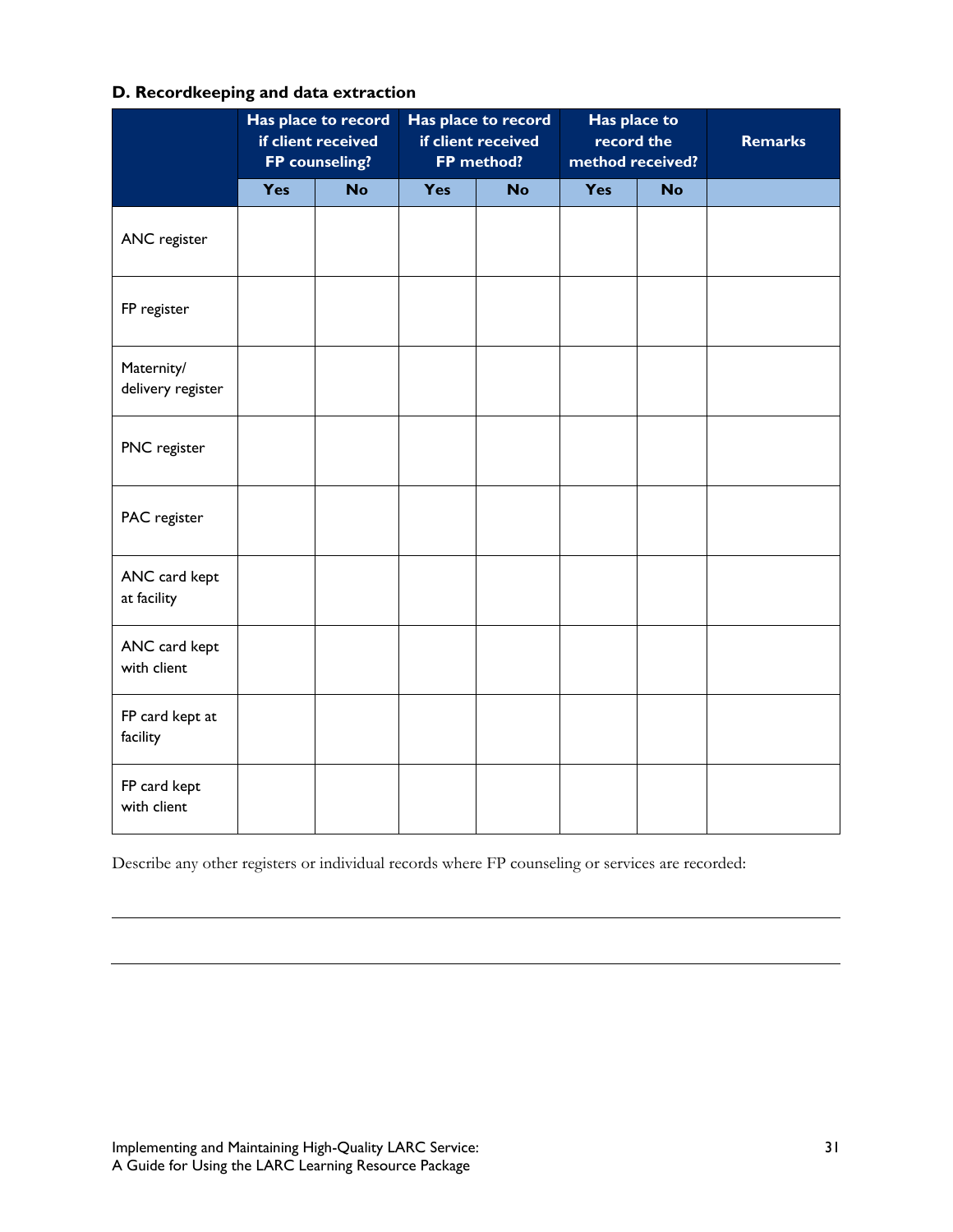### D. Recordkeeping and data extraction

| | Has place to record if client received FP counseling? | | Has place to record if client received FP method? | | Has place to record the method received? | | Remarks |
|---|---|---|---|---|---|---|---|
| | Yes | No | Yes | No | Yes | No | |
| ANC register | | | | | | | |
| FP register | | | | | | | |
| Maternity/ delivery register | | | | | | | |
| PNC register | | | | | | | |
| PAC register | | | | | | | |
| ANC card kept at facility | | | | | | | |
| ANC card kept with client | | | | | | | |
| FP card kept at facility | | | | | | | |
| FP card kept with client | | | | | | | |

Describe any other registers or individual records where FP counseling or services are recorded:

_______________________________________________________________________________

_______________________________________________________________________________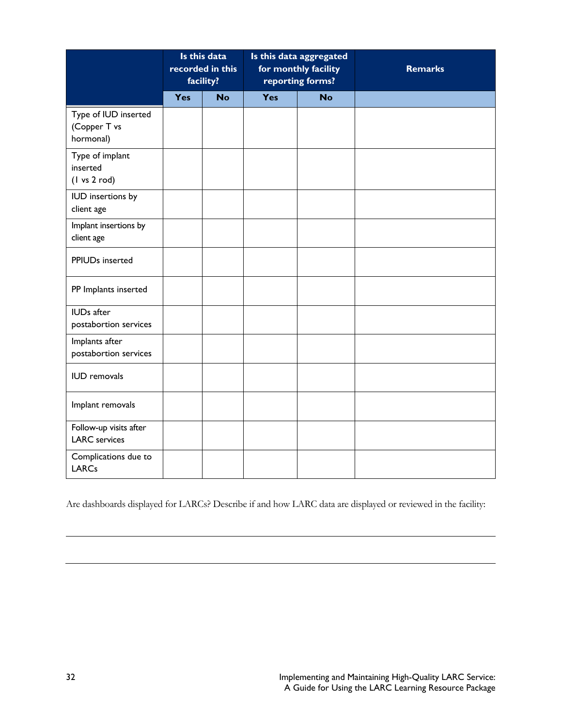| | Is this data recorded in this facility? | | Is this data aggregated for monthly facility reporting forms? | | Remarks |
|---|---|---|---|---|---|
| | Yes | No | Yes | No | |
| Type of IUD inserted (Copper T vs hormonal) | | | | | |
| Type of implant inserted (1 vs 2 rod) | | | | | |
| IUD insertions by client age | | | | | |
| Implant insertions by client age | | | | | |
| PPIUDs inserted | | | | | |
| PP Implants inserted | | | | | |
| IUDs after postabortion services | | | | | |
| Implants after postabortion services | | | | | |
| IUD removals | | | | | |
| Implant removals | | | | | |
| Follow-up visits after LARC services | | | | | |
| Complications due to LARCs | | | | | |

Are dashboards displayed for LARCs? Describe if and how LARC data are displayed or reviewed in the facility:

______________________________________________________________________________

______________________________________________________________________________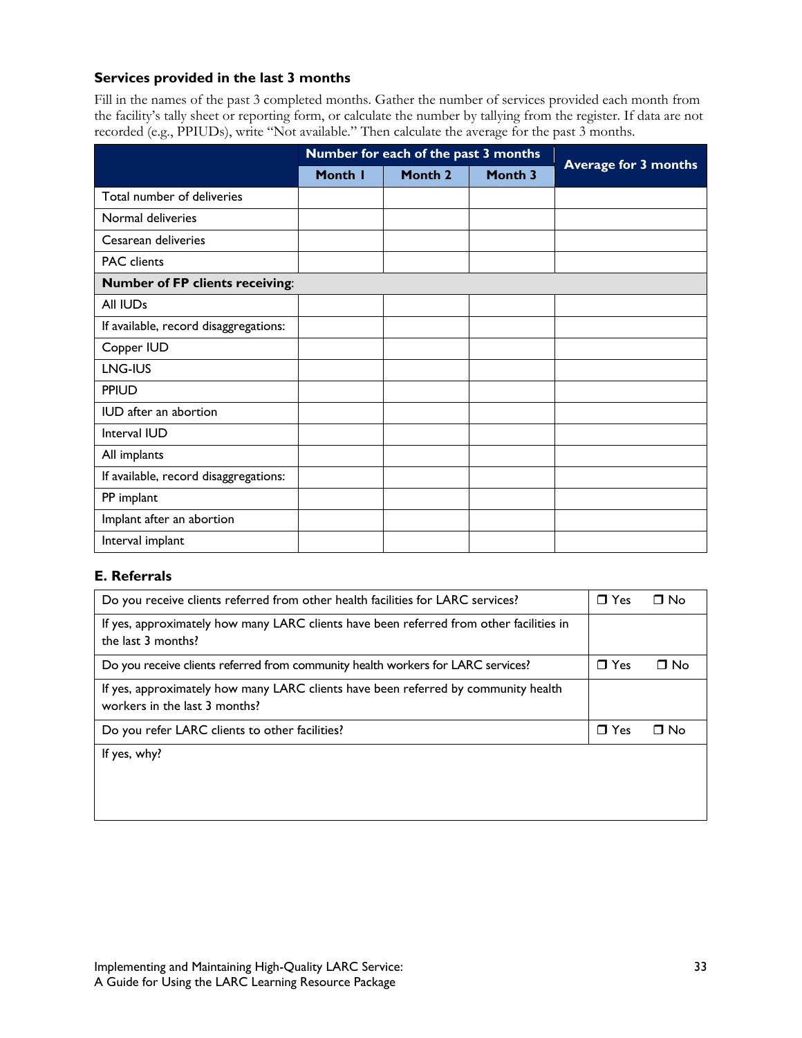### Services provided in the last 3 months

Fill in the names of the past 3 completed months. Gather the number of services provided each month from the facility's tally sheet or reporting form, or calculate the number by tallying from the register. If data are not recorded (e.g., PPIUDs), write "Not available." Then calculate the average for the past 3 months.

| | Number for each of the past 3 months | | | Average for 3 months |
|---|---|---|---|---|
| | Month 1 | Month 2 | Month 3 | |
| Total number of deliveries | | | | |
| Normal deliveries | | | | |
| Cesarean deliveries | | | | |
| PAC clients | | | | |
| **Number of FP clients receiving**: | | | | |
| All IUDs | | | | |
| If available, record disaggregations: | | | | |
| Copper IUD | | | | |
| LNG-IUS | | | | |
| PPIUD | | | | |
| IUD after an abortion | | | | |
| Interval IUD | | | | |
| All implants | | | | |
| If available, record disaggregations: | | | | |
| PP implant | | | | |
| Implant after an abortion | | | | |
| Interval implant | | | | |

### E. Referrals

| | |
|---|---|
| Do you receive clients referred from other health facilities for LARC services? | ❒ Yes ❒ No |
| If yes, approximately how many LARC clients have been referred from other facilities in the last 3 months? | |
| Do you receive clients referred from community health workers for LARC services? | ❒ Yes ❒ No |
| If yes, approximately how many LARC clients have been referred by community health workers in the last 3 months? | |
| Do you refer LARC clients to other facilities? | ❒ Yes ❒ No |
| If yes, why? | |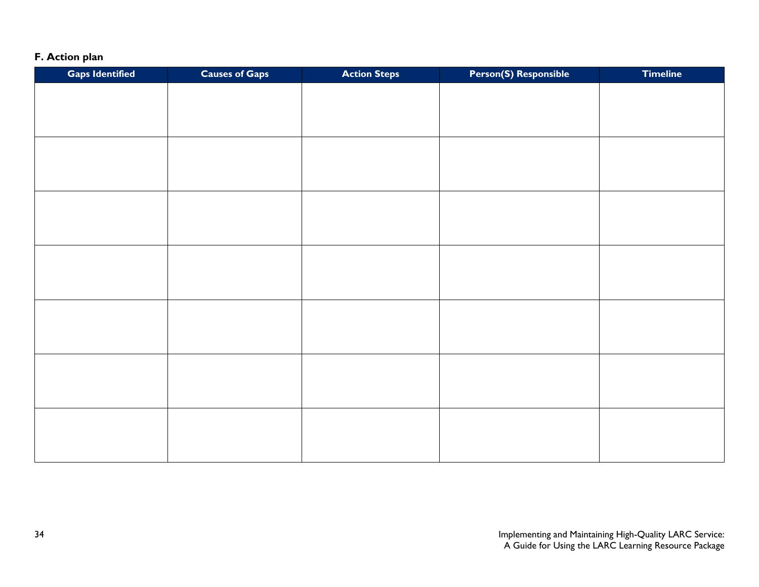### F. Action plan

| Gaps Identified | Causes of Gaps | Action Steps | Person(S) Responsible | Timeline |
|---|---|---|---|---|
| | | | | |
| | | | | |
| | | | | |
| | | | | |
| | | | | |
| | | | | |
| | | | | |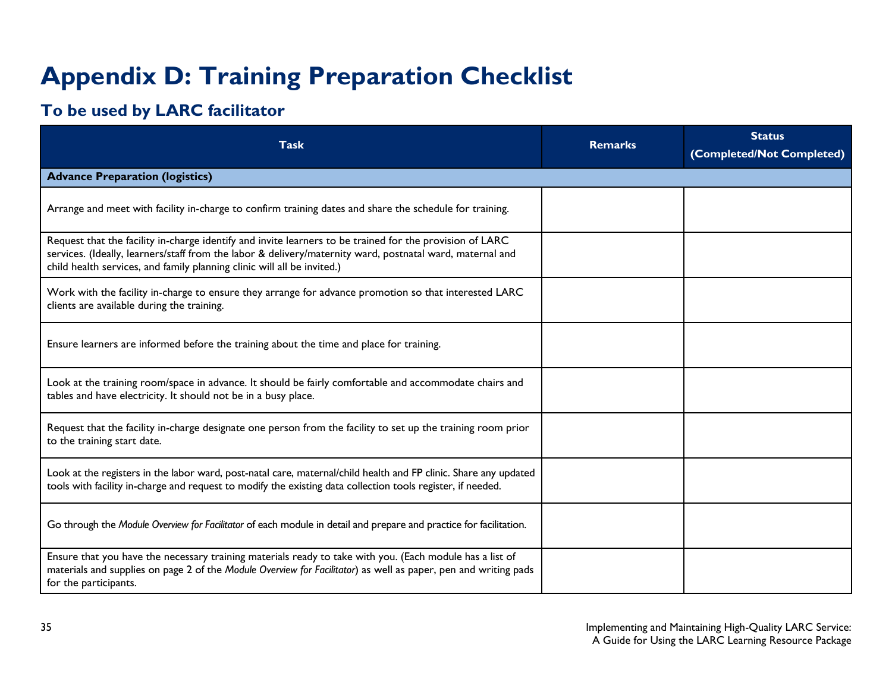# Appendix D: Training Preparation Checklist

## To be used by LARC facilitator

| Task | Remarks | Status (Completed/Not Completed) |
|---|---|---|
| **Advance Preparation (logistics)** | | |
| Arrange and meet with facility in-charge to confirm training dates and share the schedule for training. | | |
| Request that the facility in-charge identify and invite learners to be trained for the provision of LARC services. (Ideally, learners/staff from the labor & delivery/maternity ward, postnatal ward, maternal and child health services, and family planning clinic will all be invited.) | | |
| Work with the facility in-charge to ensure they arrange for advance promotion so that interested LARC clients are available during the training. | | |
| Ensure learners are informed before the training about the time and place for training. | | |
| Look at the training room/space in advance. It should be fairly comfortable and accommodate chairs and tables and have electricity. It should not be in a busy place. | | |
| Request that the facility in-charge designate one person from the facility to set up the training room prior to the training start date. | | |
| Look at the registers in the labor ward, post-natal care, maternal/child health and FP clinic. Share any updated tools with facility in-charge and request to modify the existing data collection tools register, if needed. | | |
| Go through the *Module Overview for Facilitator* of each module in detail and prepare and practice for facilitation. | | |
| Ensure that you have the necessary training materials ready to take with you. (Each module has a list of materials and supplies on page 2 of the *Module Overview for Facilitator*) as well as paper, pen and writing pads for the participants. | | |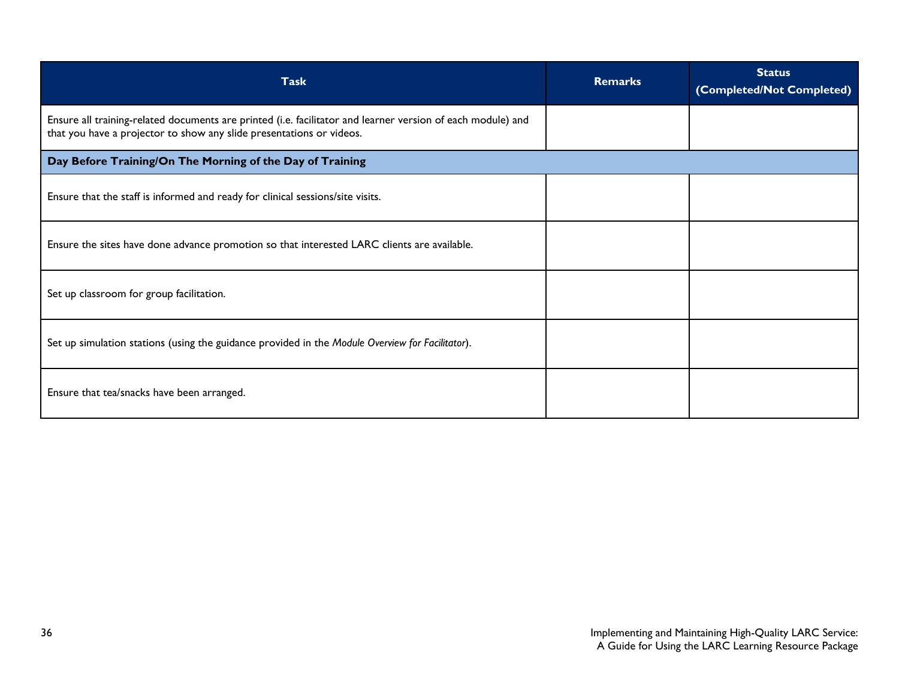| Task | Remarks | Status (Completed/Not Completed) |
| --- | --- | --- |
| Ensure all training-related documents are printed (i.e. facilitator and learner version of each module) and that you have a projector to show any slide presentations or videos. | | |
| **Day Before Training/On The Morning of the Day of Training** | | |
| Ensure that the staff is informed and ready for clinical sessions/site visits. | | |
| Ensure the sites have done advance promotion so that interested LARC clients are available. | | |
| Set up classroom for group facilitation. | | |
| Set up simulation stations (using the guidance provided in the *Module Overview for Facilitator*). | | |
| Ensure that tea/snacks have been arranged. | | |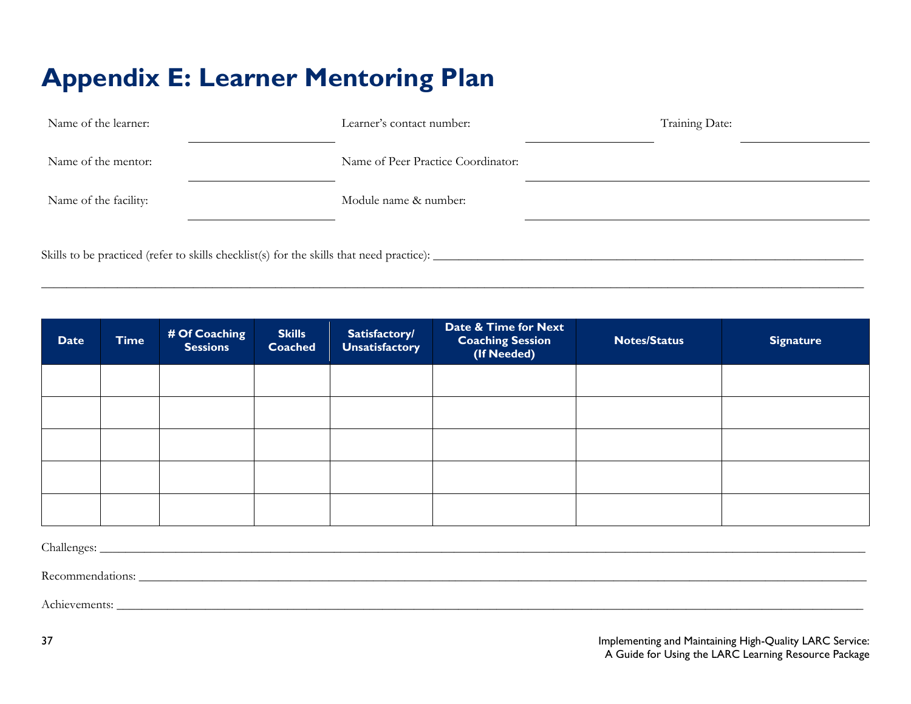# Appendix E: Learner Mentoring Plan

Name of the learner: ____________________ Learner's contact number: ____________________ Training Date: ____________________

Name of the mentor: ____________________ Name of Peer Practice Coordinator: ____________________

Name of the facility: ____________________ Module name & number: ____________________

Skills to be practiced (refer to skills checklist(s) for the skills that need practice): ____________________

____________________

| Date | Time | # Of Coaching Sessions | Skills Coached | Satisfactory/ Unsatisfactory | Date & Time for Next Coaching Session (If Needed) | Notes/Status | Signature |
|---|---|---|---|---|---|---|---|
| | | | | | | | |
| | | | | | | | |
| | | | | | | | |
| | | | | | | | |
| | | | | | | | |

Challenges: ____________________

Recommendations: ____________________

Achievements: ____________________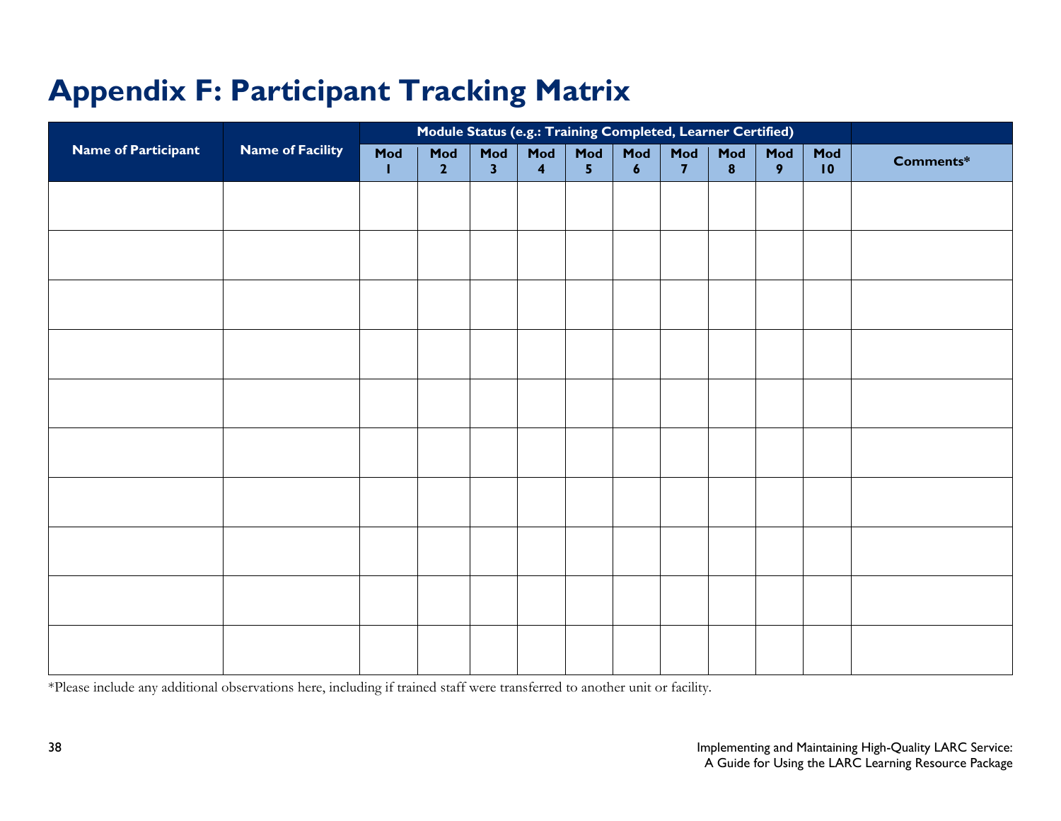# Appendix F: Participant Tracking Matrix

| Name of Participant | Name of Facility | Module Status (e.g.: Training Completed, Learner Certified) | | | | | | | | | | |
|---|---|---|---|---|---|---|---|---|---|---|---|---|
| | | Mod 1 | Mod 2 | Mod 3 | Mod 4 | Mod 5 | Mod 6 | Mod 7 | Mod 8 | Mod 9 | Mod 10 | Comments* |
| | | | | | | | | | | | | |
| | | | | | | | | | | | | |
| | | | | | | | | | | | | |
| | | | | | | | | | | | | |
| | | | | | | | | | | | | |
| | | | | | | | | | | | | |
| | | | | | | | | | | | | |
| | | | | | | | | | | | | |
| | | | | | | | | | | | | |
| | | | | | | | | | | | | |

*Please include any additional observations here, including if trained staff were transferred to another unit or facility.